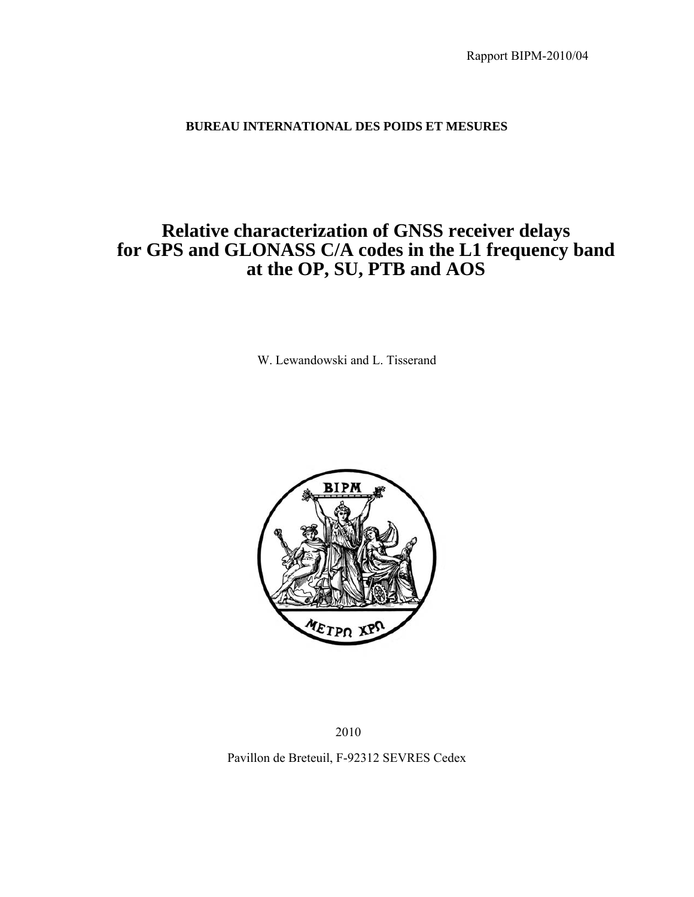Rapport BIPM-2010/04

**BUREAU INTERNATIONAL DES POIDS ET MESURES**

# Relative characterization of GNSS receiver delays for GPS and GLONASS C/A codes in the L1 frequency band at the OP, SU, PTB and AOS

W. Lewandowski and L. Tisserand

2010

Pavillon de Breteuil, F-92312 SEVRES Cedex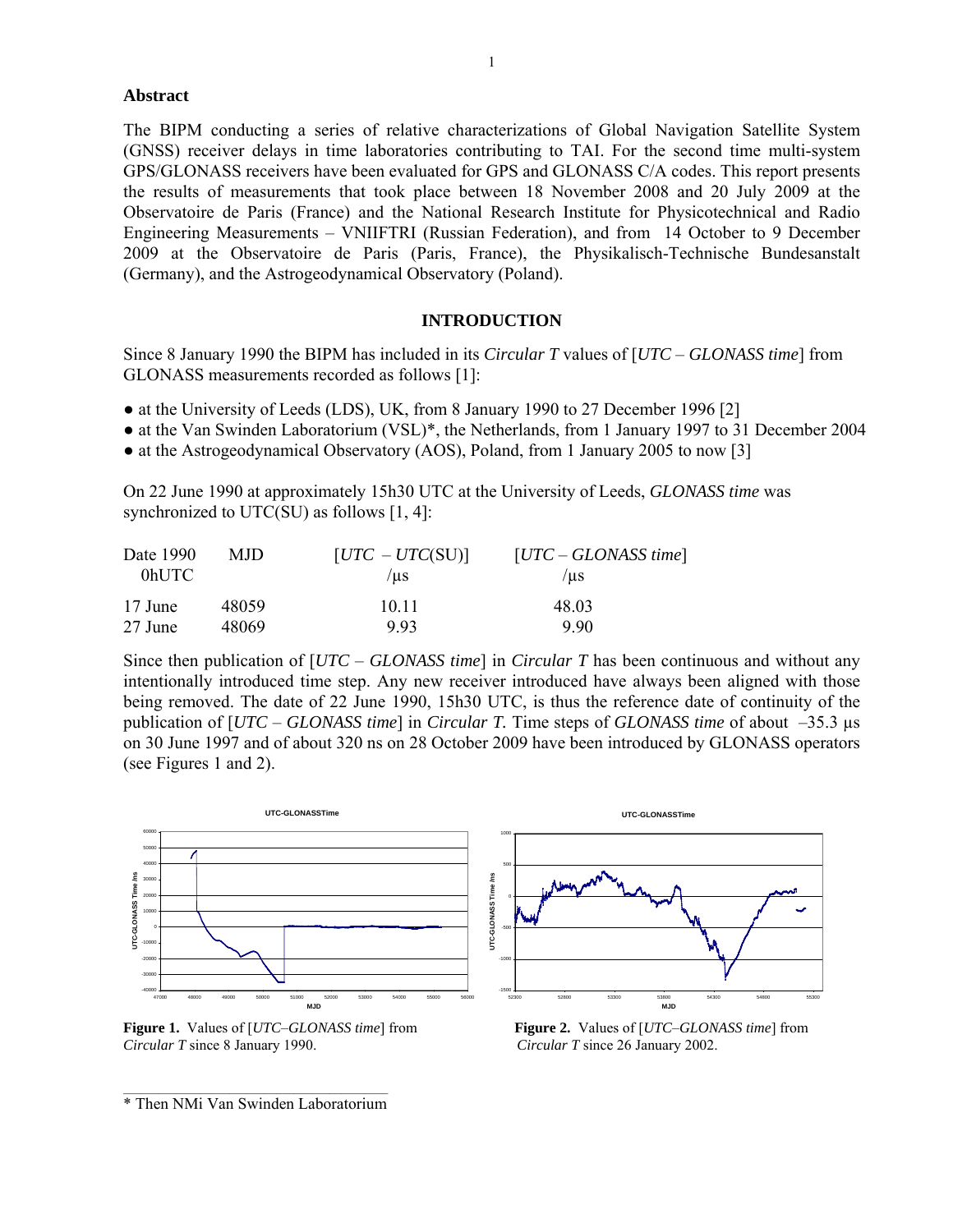## Abstract

The BIPM conducting a series of relative characterizations of Global Navigation Satellite System (GNSS) receiver delays in time laboratories contributing to TAI. For the second time multi-system GPS/GLONASS receivers have been evaluated for GPS and GLONASS C/A codes. This report presents the results of measurements that took place between 18 November 2008 and 20 July 2009 at the Observatoire de Paris (France) and the National Research Institute for Physicotechnical and Radio Engineering Measurements – VNIIFTRI (Russian Federation), and from 14 October to 9 December 2009 at the Observatoire de Paris (Paris, France), the Physikalisch-Technische Bundesanstalt (Germany), and the Astrogeodynamical Observatory (Poland).

## INTRODUCTION

Since 8 January 1990 the BIPM has included in its *Circular T* values of [*UTC* – *GLONASS time*] from GLONASS measurements recorded as follows [1]:

- at the University of Leeds (LDS), UK, from 8 January 1990 to 27 December 1996 [2]
- at the Van Swinden Laboratorium (VSL)*, the Netherlands, from 1 January 1997 to 31 December 2004
- at the Astrogeodynamical Observatory (AOS), Poland, from 1 January 2005 to now [3]

On 22 June 1990 at approximately 15h30 UTC at the University of Leeds, *GLONASS time* was synchronized to UTC(SU) as follows [1, 4]:

| Date 1990 0hUTC | MJD | [*UTC* – *UTC*(SU)] /μs | [*UTC* – *GLONASS time*] /μs |
|---|---|---|---|
| 17 June | 48059 | 10.11 | 48.03 |
| 27 June | 48069 | 9.93 | 9.90 |

Since then publication of [*UTC* – *GLONASS time*] in *Circular T* has been continuous and without any intentionally introduced time step. Any new receiver introduced have always been aligned with those being removed. The date of 22 June 1990, 15h30 UTC, is thus the reference date of continuity of the publication of [*UTC* – *GLONASS time*] in *Circular T.* Time steps of *GLONASS time* of about –35.3 μs on 30 June 1997 and of about 320 ns on 28 October 2009 have been introduced by GLONASS operators (see Figures 1 and 2).

**Figure 1.** Values of [*UTC–GLONASS time*] from *Circular T* since 8 January 1990.

**Figure 2.** Values of [*UTC–GLONASS time*] from *Circular T* since 26 January 2002.

---

\* Then NMi Van Swinden Laboratorium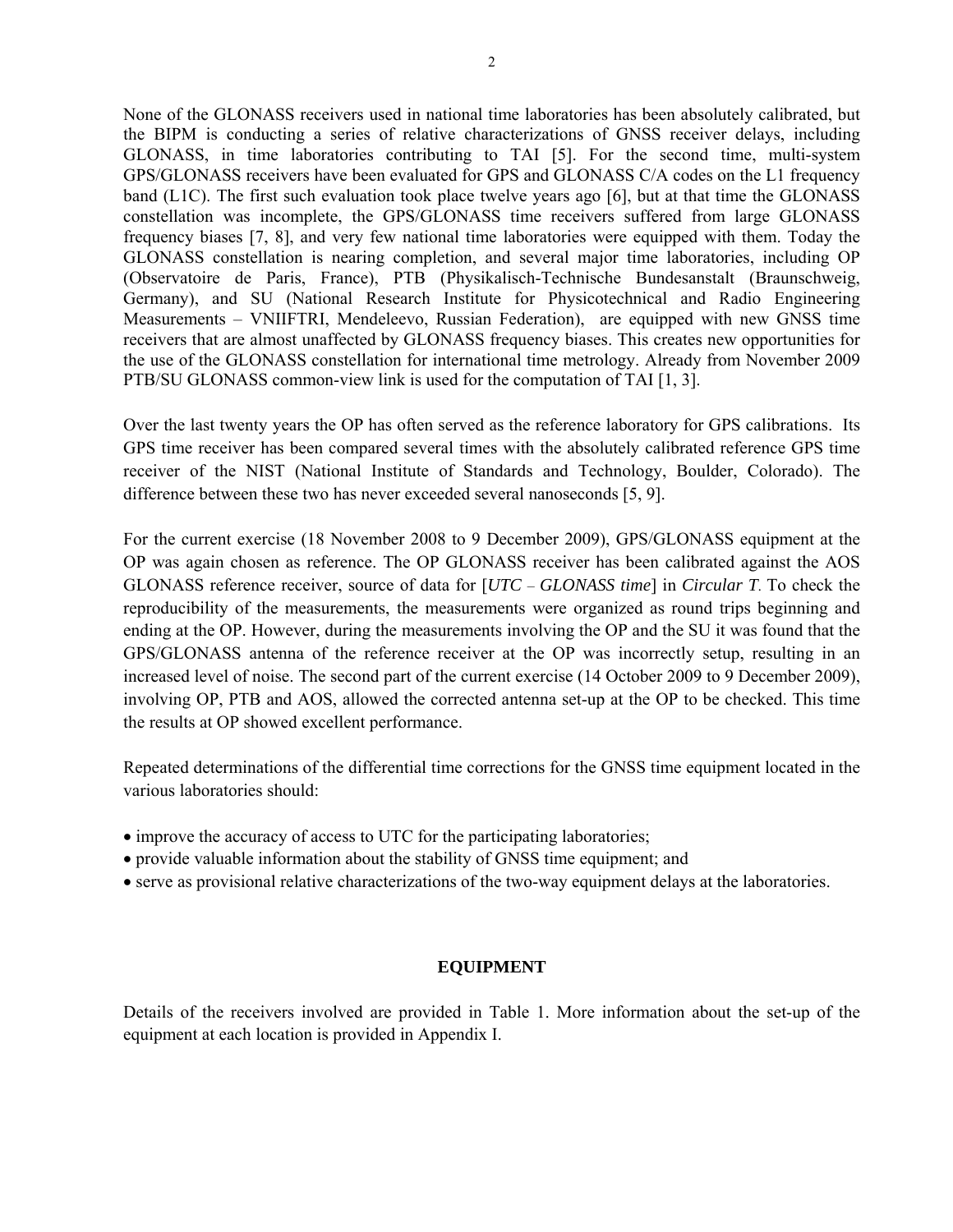None of the GLONASS receivers used in national time laboratories has been absolutely calibrated, but the BIPM is conducting a series of relative characterizations of GNSS receiver delays, including GLONASS, in time laboratories contributing to TAI [5]. For the second time, multi-system GPS/GLONASS receivers have been evaluated for GPS and GLONASS C/A codes on the L1 frequency band (L1C). The first such evaluation took place twelve years ago [6], but at that time the GLONASS constellation was incomplete, the GPS/GLONASS time receivers suffered from large GLONASS frequency biases [7, 8], and very few national time laboratories were equipped with them. Today the GLONASS constellation is nearing completion, and several major time laboratories, including OP (Observatoire de Paris, France), PTB (Physikalisch-Technische Bundesanstalt (Braunschweig, Germany), and SU (National Research Institute for Physicotechnical and Radio Engineering Measurements – VNIIFTRI, Mendeleevo, Russian Federation), are equipped with new GNSS time receivers that are almost unaffected by GLONASS frequency biases. This creates new opportunities for the use of the GLONASS constellation for international time metrology. Already from November 2009 PTB/SU GLONASS common-view link is used for the computation of TAI [1, 3].

Over the last twenty years the OP has often served as the reference laboratory for GPS calibrations. Its GPS time receiver has been compared several times with the absolutely calibrated reference GPS time receiver of the NIST (National Institute of Standards and Technology, Boulder, Colorado). The difference between these two has never exceeded several nanoseconds [5, 9].

For the current exercise (18 November 2008 to 9 December 2009), GPS/GLONASS equipment at the OP was again chosen as reference. The OP GLONASS receiver has been calibrated against the AOS GLONASS reference receiver, source of data for [*UTC – GLONASS time*] in *Circular T*. To check the reproducibility of the measurements, the measurements were organized as round trips beginning and ending at the OP. However, during the measurements involving the OP and the SU it was found that the GPS/GLONASS antenna of the reference receiver at the OP was incorrectly setup, resulting in an increased level of noise. The second part of the current exercise (14 October 2009 to 9 December 2009), involving OP, PTB and AOS, allowed the corrected antenna set-up at the OP to be checked. This time the results at OP showed excellent performance.

Repeated determinations of the differential time corrections for the GNSS time equipment located in the various laboratories should:

- improve the accuracy of access to UTC for the participating laboratories;
- provide valuable information about the stability of GNSS time equipment; and
- serve as provisional relative characterizations of the two-way equipment delays at the laboratories.

## EQUIPMENT

Details of the receivers involved are provided in Table 1. More information about the set-up of the equipment at each location is provided in Appendix I.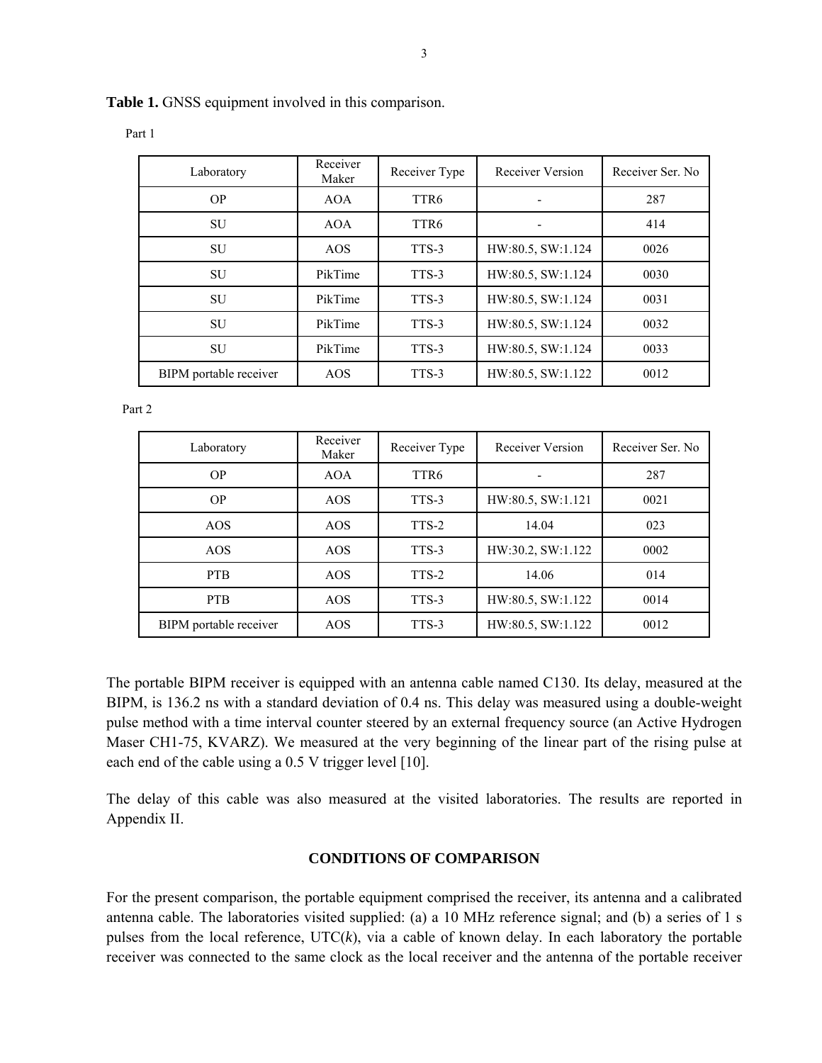**Table 1.** GNSS equipment involved in this comparison.

Part 1

| Laboratory | Receiver Maker | Receiver Type | Receiver Version | Receiver Ser. No |
|---|---|---|---|---|
| OP | AOA | TTR6 | - | 287 |
| SU | AOA | TTR6 | - | 414 |
| SU | AOS | TTS-3 | HW:80.5, SW:1.124 | 0026 |
| SU | PikTime | TTS-3 | HW:80.5, SW:1.124 | 0030 |
| SU | PikTime | TTS-3 | HW:80.5, SW:1.124 | 0031 |
| SU | PikTime | TTS-3 | HW:80.5, SW:1.124 | 0032 |
| SU | PikTime | TTS-3 | HW:80.5, SW:1.124 | 0033 |
| BIPM portable receiver | AOS | TTS-3 | HW:80.5, SW:1.122 | 0012 |

Part 2

| Laboratory | Receiver Maker | Receiver Type | Receiver Version | Receiver Ser. No |
|---|---|---|---|---|
| OP | AOA | TTR6 | - | 287 |
| OP | AOS | TTS-3 | HW:80.5, SW:1.121 | 0021 |
| AOS | AOS | TTS-2 | 14.04 | 023 |
| AOS | AOS | TTS-3 | HW:30.2, SW:1.122 | 0002 |
| PTB | AOS | TTS-2 | 14.06 | 014 |
| PTB | AOS | TTS-3 | HW:80.5, SW:1.122 | 0014 |
| BIPM portable receiver | AOS | TTS-3 | HW:80.5, SW:1.122 | 0012 |

The portable BIPM receiver is equipped with an antenna cable named C130. Its delay, measured at the BIPM, is 136.2 ns with a standard deviation of 0.4 ns. This delay was measured using a double-weight pulse method with a time interval counter steered by an external frequency source (an Active Hydrogen Maser CH1-75, KVARZ). We measured at the very beginning of the linear part of the rising pulse at each end of the cable using a 0.5 V trigger level [10].

The delay of this cable was also measured at the visited laboratories. The results are reported in Appendix II.

## CONDITIONS OF COMPARISON

For the present comparison, the portable equipment comprised the receiver, its antenna and a calibrated antenna cable. The laboratories visited supplied: (a) a 10 MHz reference signal; and (b) a series of 1 s pulses from the local reference, UTC($k$), via a cable of known delay. In each laboratory the portable receiver was connected to the same clock as the local receiver and the antenna of the portable receiver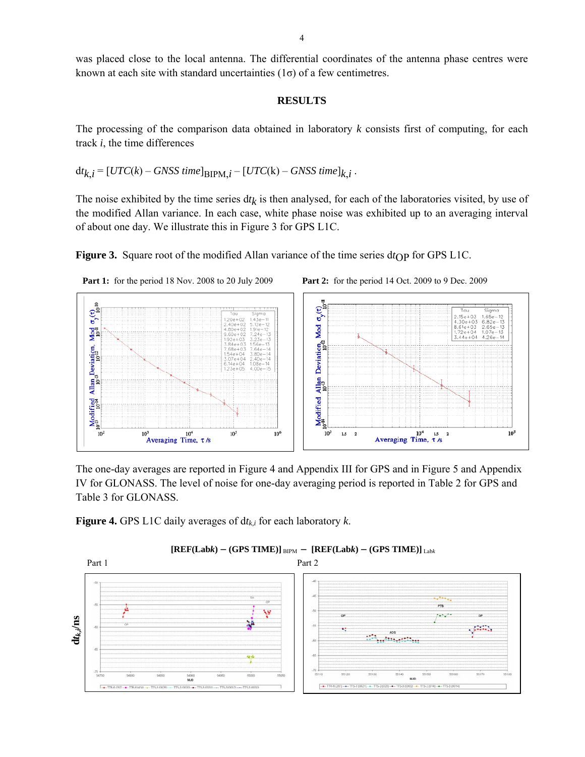was placed close to the local antenna. The differential coordinates of the antenna phase centres were known at each site with standard uncertainties (1σ) of a few centimetres.

## RESULTS

The processing of the comparison data obtained in laboratory $k$ consists first of computing, for each track $i$, the time differences

$$\mathrm{d}t_{k,i} = [UTC(k) - GNSS\ time]_{\mathrm{BIPM},i} - [UTC(\mathrm{k}) - GNSS\ time]_{k,i}\ .$$

The noise exhibited by the time series $\mathrm{d}t_k$ is then analysed, for each of the laboratories visited, by use of the modified Allan variance. In each case, white phase noise was exhibited up to an averaging interval of about one day. We illustrate this in Figure 3 for GPS L1C.

**Figure 3.** Square root of the modified Allan variance of the time series $\mathrm{d}t_{\mathrm{OP}}$ for GPS L1C.

**Part 1:** for the period 18 Nov. 2008 to 20 July 2009

| Tau | Sigma |
|---|---|
| 1.20e+02 | 1.43e−11 |
| 2.40e+02 | 5.12e−12 |
| 4.80e+02 | 1.91e−12 |
| 9.60e+02 | 7.24e−13 |
| 1.92e+03 | 3.23e−13 |
| 3.84e+03 | 1.56e−13 |
| 7.68e+03 | 7.64e−14 |
| 1.54e+04 | 3.80e−14 |
| 3.07e+04 | 2.40e−14 |
| 6.14e+04 | 1.08e−14 |
| 1.23e+05 | 4.00e−15 |

**Part 2:** for the period 14 Oct. 2009 to 9 Dec. 2009

| Tau | Sigma |
|---|---|
| 2.15e+03 | 1.65e−12 |
| 4.30e+03 | 6.82e−13 |
| 8.61e+03 | 2.65e−13 |
| 1.72e+04 | 1.07e−13 |
| 3.44e+04 | 4.26e−14 |

The one-day averages are reported in Figure 4 and Appendix III for GPS and in Figure 5 and Appendix IV for GLONASS. The level of noise for one-day averaging period is reported in Table 2 for GPS and Table 3 for GLONASS.

**Figure 4.** GPS L1C daily averages of $\mathrm{d}t_{k,i}$ for each laboratory $k$.

**[REF(Lab$k$) − (GPS TIME)]** $_{\mathrm{BIPM}}$ **− [REF(Lab$k$) − (GPS TIME)]** $_{\mathrm{Lab}k}$

Part 1 | Part 2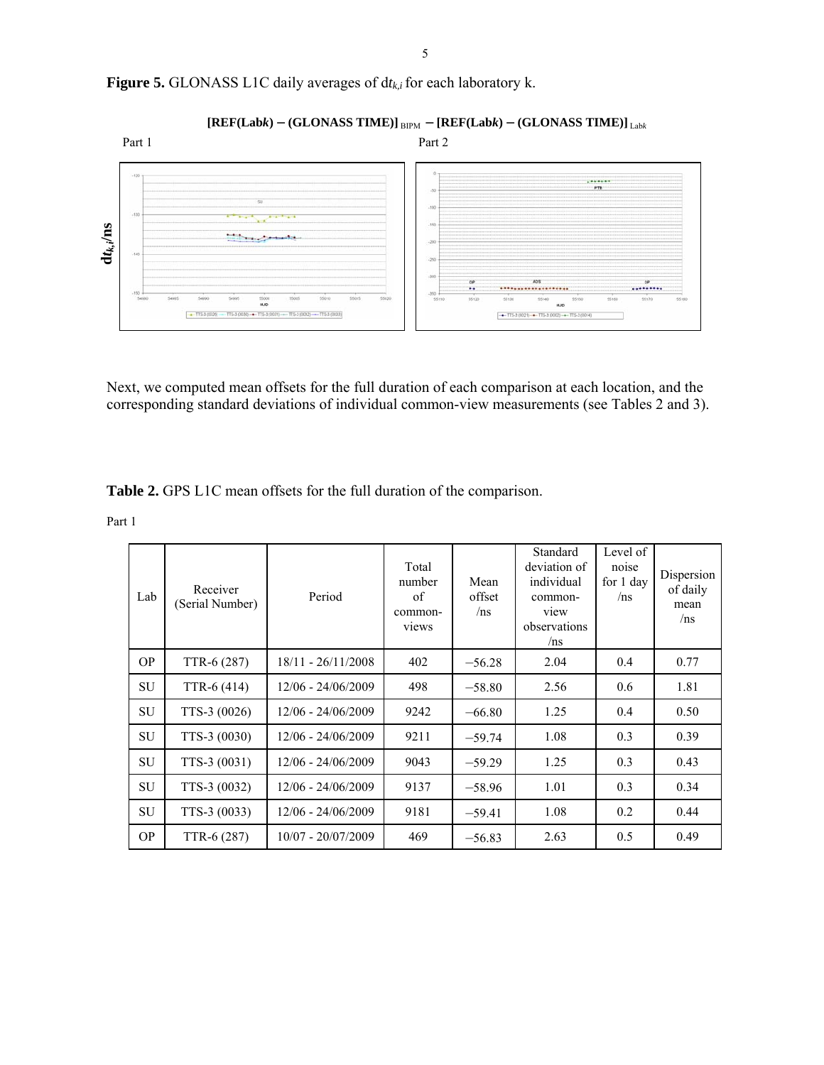**Figure 5.** GLONASS L1C daily averages of $dt_{k,i}$ for each laboratory k.

**[REF(Lab*k*) − (GLONASS TIME)]** $_{\text{BIPM}}$ **− [REF(Lab*k*) − (GLONASS TIME)]** $_{\text{Lab}k}$

Part 1 Part 2

Next, we computed mean offsets for the full duration of each comparison at each location, and the corresponding standard deviations of individual common-view measurements (see Tables 2 and 3).

**Table 2.** GPS L1C mean offsets for the full duration of the comparison.

Part 1

| Lab | Receiver (Serial Number) | Period | Total number of common-views | Mean offset /ns | Standard deviation of individual common-view observations /ns | Level of noise for 1 day /ns | Dispersion of daily mean /ns |
|---|---|---|---|---|---|---|---|
| OP | TTR-6 (287) | 18/11 - 26/11/2008 | 402 | −56.28 | 2.04 | 0.4 | 0.77 |
| SU | TTR-6 (414) | 12/06 - 24/06/2009 | 498 | −58.80 | 2.56 | 0.6 | 1.81 |
| SU | TTS-3 (0026) | 12/06 - 24/06/2009 | 9242 | −66.80 | 1.25 | 0.4 | 0.50 |
| SU | TTS-3 (0030) | 12/06 - 24/06/2009 | 9211 | −59.74 | 1.08 | 0.3 | 0.39 |
| SU | TTS-3 (0031) | 12/06 - 24/06/2009 | 9043 | −59.29 | 1.25 | 0.3 | 0.43 |
| SU | TTS-3 (0032) | 12/06 - 24/06/2009 | 9137 | −58.96 | 1.01 | 0.3 | 0.34 |
| SU | TTS-3 (0033) | 12/06 - 24/06/2009 | 9181 | −59.41 | 1.08 | 0.2 | 0.44 |
| OP | TTR-6 (287) | 10/07 - 20/07/2009 | 469 | −56.83 | 2.63 | 0.5 | 0.49 |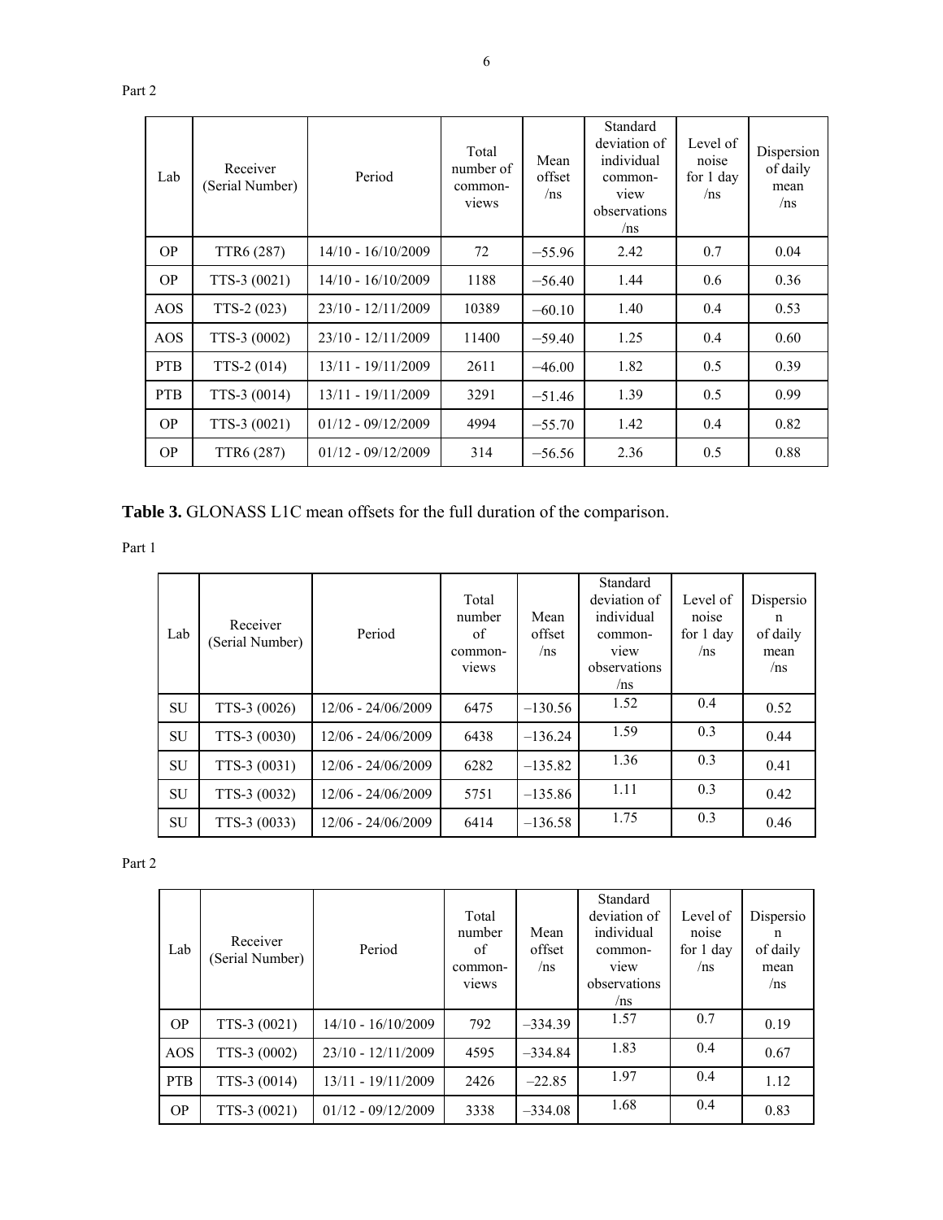Part 2

| Lab | Receiver (Serial Number) | Period | Total number of common-views | Mean offset /ns | Standard deviation of individual common-view observations /ns | Level of noise for 1 day /ns | Dispersion of daily mean /ns |
|---|---|---|---|---|---|---|---|
| OP | TTR6 (287) | 14/10 - 16/10/2009 | 72 | −55.96 | 2.42 | 0.7 | 0.04 |
| OP | TTS-3 (0021) | 14/10 - 16/10/2009 | 1188 | −56.40 | 1.44 | 0.6 | 0.36 |
| AOS | TTS-2 (023) | 23/10 - 12/11/2009 | 10389 | −60.10 | 1.40 | 0.4 | 0.53 |
| AOS | TTS-3 (0002) | 23/10 - 12/11/2009 | 11400 | −59.40 | 1.25 | 0.4 | 0.60 |
| PTB | TTS-2 (014) | 13/11 - 19/11/2009 | 2611 | −46.00 | 1.82 | 0.5 | 0.39 |
| PTB | TTS-3 (0014) | 13/11 - 19/11/2009 | 3291 | −51.46 | 1.39 | 0.5 | 0.99 |
| OP | TTS-3 (0021) | 01/12 - 09/12/2009 | 4994 | −55.70 | 1.42 | 0.4 | 0.82 |
| OP | TTR6 (287) | 01/12 - 09/12/2009 | 314 | −56.56 | 2.36 | 0.5 | 0.88 |

**Table 3.** GLONASS L1C mean offsets for the full duration of the comparison.

Part 1

| Lab | Receiver (Serial Number) | Period | Total number of common-views | Mean offset /ns | Standard deviation of individual common-view observations /ns | Level of noise for 1 day /ns | Dispersion of daily mean /ns |
|---|---|---|---|---|---|---|---|
| SU | TTS-3 (0026) | 12/06 - 24/06/2009 | 6475 | −130.56 | 1.52 | 0.4 | 0.52 |
| SU | TTS-3 (0030) | 12/06 - 24/06/2009 | 6438 | −136.24 | 1.59 | 0.3 | 0.44 |
| SU | TTS-3 (0031) | 12/06 - 24/06/2009 | 6282 | −135.82 | 1.36 | 0.3 | 0.41 |
| SU | TTS-3 (0032) | 12/06 - 24/06/2009 | 5751 | −135.86 | 1.11 | 0.3 | 0.42 |
| SU | TTS-3 (0033) | 12/06 - 24/06/2009 | 6414 | −136.58 | 1.75 | 0.3 | 0.46 |

Part 2

| Lab | Receiver (Serial Number) | Period | Total number of common-views | Mean offset /ns | Standard deviation of individual common-view observations /ns | Level of noise for 1 day /ns | Dispersion of daily mean /ns |
|---|---|---|---|---|---|---|---|
| OP | TTS-3 (0021) | 14/10 - 16/10/2009 | 792 | −334.39 | 1.57 | 0.7 | 0.19 |
| AOS | TTS-3 (0002) | 23/10 - 12/11/2009 | 4595 | −334.84 | 1.83 | 0.4 | 0.67 |
| PTB | TTS-3 (0014) | 13/11 - 19/11/2009 | 2426 | −22.85 | 1.97 | 0.4 | 1.12 |
| OP | TTS-3 (0021) | 01/12 - 09/12/2009 | 3338 | −334.08 | 1.68 | 0.4 | 0.83 |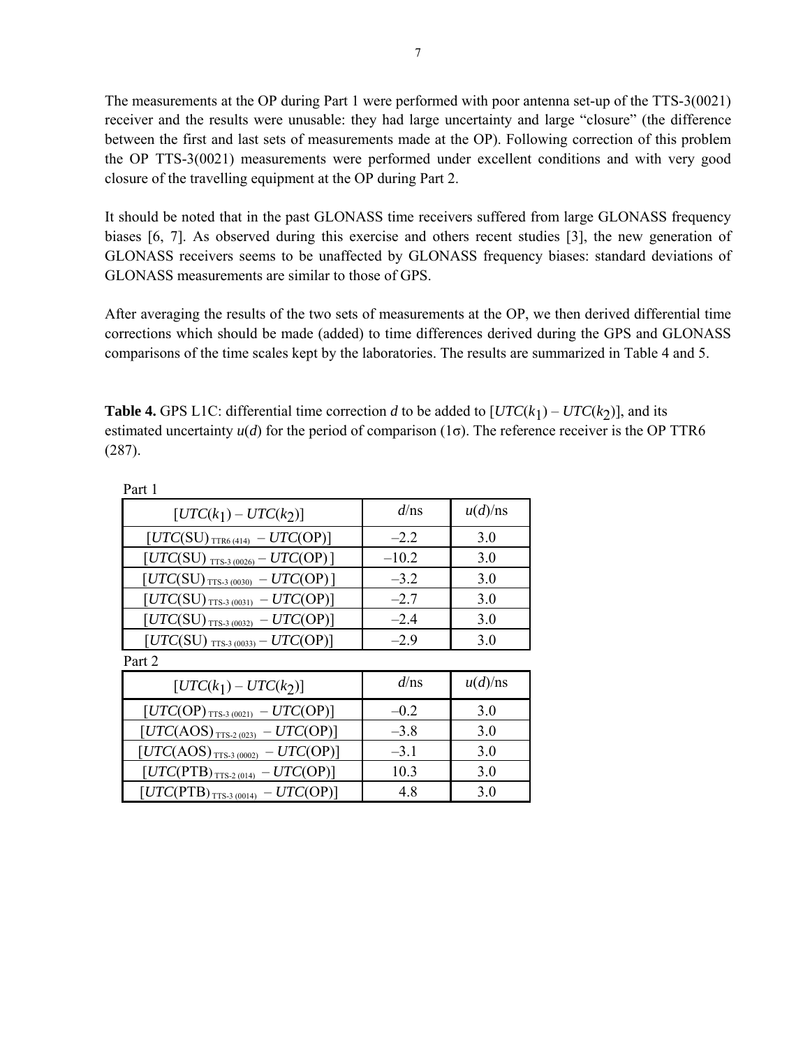The measurements at the OP during Part 1 were performed with poor antenna set-up of the TTS-3(0021) receiver and the results were unusable: they had large uncertainty and large “closure” (the difference between the first and last sets of measurements made at the OP). Following correction of this problem the OP TTS-3(0021) measurements were performed under excellent conditions and with very good closure of the travelling equipment at the OP during Part 2.

It should be noted that in the past GLONASS time receivers suffered from large GLONASS frequency biases [6, 7]. As observed during this exercise and others recent studies [3], the new generation of GLONASS receivers seems to be unaffected by GLONASS frequency biases: standard deviations of GLONASS measurements are similar to those of GPS.

After averaging the results of the two sets of measurements at the OP, we then derived differential time corrections which should be made (added) to time differences derived during the GPS and GLONASS comparisons of the time scales kept by the laboratories. The results are summarized in Table 4 and 5.

**Table 4.** GPS L1C: differential time correction *d* to be added to $[UTC(k_1) – UTC(k_2)]$, and its estimated uncertainty $u(d)$ for the period of comparison (1σ). The reference receiver is the OP TTR6 (287).

Part 1

| $[UTC(k_1) – UTC(k_2)]$ | $d$/ns | $u(d)$/ns |
|---|---|---|
| $[UTC(\text{SU})_{\text{TTR6 (414)}} – UTC(\text{OP})]$ | –2.2 | 3.0 |
| $[UTC(\text{SU})_{\text{TTS-3 (0026)}} – UTC(\text{OP})]$ | –10.2 | 3.0 |
| $[UTC(\text{SU})_{\text{TTS-3 (0030)}} – UTC(\text{OP})]$ | –3.2 | 3.0 |
| $[UTC(\text{SU})_{\text{TTS-3 (0031)}} – UTC(\text{OP})]$ | –2.7 | 3.0 |
| $[UTC(\text{SU})_{\text{TTS-3 (0032)}} – UTC(\text{OP})]$ | –2.4 | 3.0 |
| $[UTC(\text{SU})_{\text{TTS-3 (0033)}} – UTC(\text{OP})]$ | –2.9 | 3.0 |

Part 2

| $[UTC(k_1) – UTC(k_2)]$ | $d$/ns | $u(d)$/ns |
|---|---|---|
| $[UTC(\text{OP})_{\text{TTS-3 (0021)}} – UTC(\text{OP})]$ | –0.2 | 3.0 |
| $[UTC(\text{AOS})_{\text{TTS-2 (023)}} – UTC(\text{OP})]$ | –3.8 | 3.0 |
| $[UTC(\text{AOS})_{\text{TTS-3 (0002)}} – UTC(\text{OP})]$ | –3.1 | 3.0 |
| $[UTC(\text{PTB})_{\text{TTS-2 (014)}} – UTC(\text{OP})]$ | 10.3 | 3.0 |
| $[UTC(\text{PTB})_{\text{TTS-3 (0014)}} – UTC(\text{OP})]$ | 4.8 | 3.0 |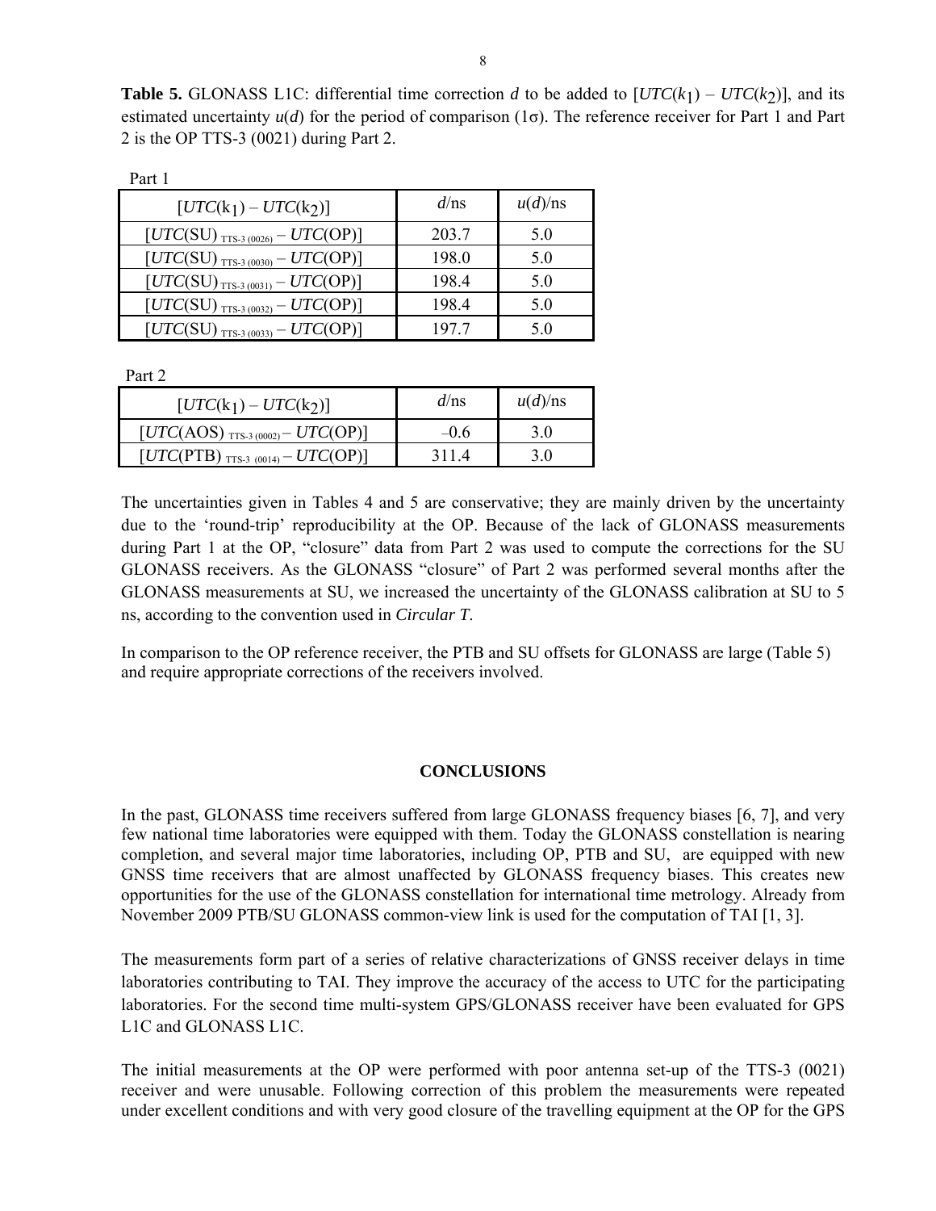**Table 5.** GLONASS L1C: differential time correction $d$ to be added to [$UTC(k_1) - UTC(k_2)$], and its estimated uncertainty $u(d)$ for the period of comparison (1σ). The reference receiver for Part 1 and Part 2 is the OP TTS-3 (0021) during Part 2.

Part 1

| [$UTC(k_1) - UTC(k_2)$] | $d$/ns | $u(d)$/ns |
|---|---|---|
| [$UTC$(SU) $_{\text{TTS-3 (0026)}}$ – $UTC$(OP)] | 203.7 | 5.0 |
| [$UTC$(SU) $_{\text{TTS-3 (0030)}}$ – $UTC$(OP)] | 198.0 | 5.0 |
| [$UTC$(SU) $_{\text{TTS-3 (0031)}}$ – $UTC$(OP)] | 198.4 | 5.0 |
| [$UTC$(SU) $_{\text{TTS-3 (0032)}}$ – $UTC$(OP)] | 198.4 | 5.0 |
| [$UTC$(SU) $_{\text{TTS-3 (0033)}}$ – $UTC$(OP)] | 197.7 | 5.0 |

Part 2

| [$UTC(k_1) - UTC(k_2)$] | $d$/ns | $u(d)$/ns |
|---|---|---|
| [$UTC$(AOS) $_{\text{TTS-3 (0002)}}$ – $UTC$(OP)] | –0.6 | 3.0 |
| [$UTC$(PTB) $_{\text{TTS-3 (0014)}}$ – $UTC$(OP)] | 311.4 | 3.0 |

The uncertainties given in Tables 4 and 5 are conservative; they are mainly driven by the uncertainty due to the 'round-trip' reproducibility at the OP. Because of the lack of GLONASS measurements during Part 1 at the OP, "closure" data from Part 2 was used to compute the corrections for the SU GLONASS receivers. As the GLONASS "closure" of Part 2 was performed several months after the GLONASS measurements at SU, we increased the uncertainty of the GLONASS calibration at SU to 5 ns, according to the convention used in *Circular T*.

In comparison to the OP reference receiver, the PTB and SU offsets for GLONASS are large (Table 5) and require appropriate corrections of the receivers involved.

## CONCLUSIONS

In the past, GLONASS time receivers suffered from large GLONASS frequency biases [6, 7], and very few national time laboratories were equipped with them. Today the GLONASS constellation is nearing completion, and several major time laboratories, including OP, PTB and SU, are equipped with new GNSS time receivers that are almost unaffected by GLONASS frequency biases. This creates new opportunities for the use of the GLONASS constellation for international time metrology. Already from November 2009 PTB/SU GLONASS common-view link is used for the computation of TAI [1, 3].

The measurements form part of a series of relative characterizations of GNSS receiver delays in time laboratories contributing to TAI. They improve the accuracy of the access to UTC for the participating laboratories. For the second time multi-system GPS/GLONASS receiver have been evaluated for GPS L1C and GLONASS L1C.

The initial measurements at the OP were performed with poor antenna set-up of the TTS-3 (0021) receiver and were unusable. Following correction of this problem the measurements were repeated under excellent conditions and with very good closure of the travelling equipment at the OP for the GPS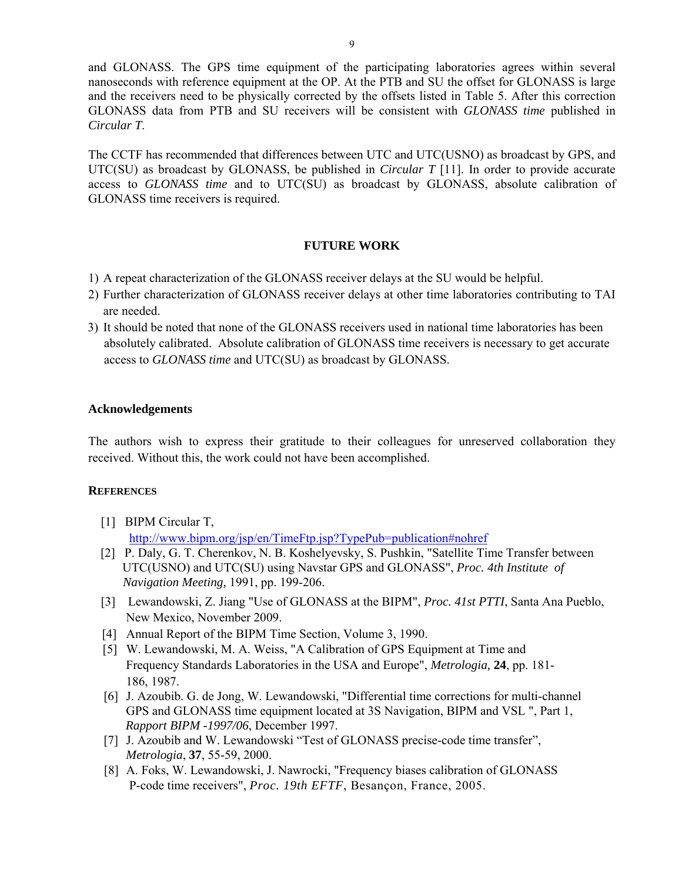and GLONASS. The GPS time equipment of the participating laboratories agrees within several nanoseconds with reference equipment at the OP. At the PTB and SU the offset for GLONASS is large and the receivers need to be physically corrected by the offsets listed in Table 5. After this correction GLONASS data from PTB and SU receivers will be consistent with *GLONASS time* published in *Circular T*.

The CCTF has recommended that differences between UTC and UTC(USNO) as broadcast by GPS, and UTC(SU) as broadcast by GLONASS, be published in *Circular T* [11]. In order to provide accurate access to *GLONASS time* and to UTC(SU) as broadcast by GLONASS, absolute calibration of GLONASS time receivers is required.

## FUTURE WORK

1) A repeat characterization of the GLONASS receiver delays at the SU would be helpful.
2) Further characterization of GLONASS receiver delays at other time laboratories contributing to TAI are needed.
3) It should be noted that none of the GLONASS receivers used in national time laboratories has been absolutely calibrated. Absolute calibration of GLONASS time receivers is necessary to get accurate access to *GLONASS time* and UTC(SU) as broadcast by GLONASS.

### Acknowledgements

The authors wish to express their gratitude to their colleagues for unreserved collaboration they received. Without this, the work could not have been accomplished.

### REFERENCES

[1] BIPM Circular T, http://www.bipm.org/jsp/en/TimeFtp.jsp?TypePub=publication#nohref

[2] P. Daly, G. T. Cherenkov, N. B. Koshelyevsky, S. Pushkin, "Satellite Time Transfer between UTC(USNO) and UTC(SU) using Navstar GPS and GLONASS", *Proc. 4th Institute of Navigation Meeting,* 1991, pp. 199-206.

[3] Lewandowski, Z. Jiang "Use of GLONASS at the BIPM", *Proc. 41st PTTI*, Santa Ana Pueblo, New Mexico, November 2009.

[4] Annual Report of the BIPM Time Section, Volume 3, 1990.

[5] W. Lewandowski, M. A. Weiss, "A Calibration of GPS Equipment at Time and Frequency Standards Laboratories in the USA and Europe", *Metrologia,* **24**, pp. 181-186, 1987.

[6] J. Azoubib. G. de Jong, W. Lewandowski, "Differential time corrections for multi-channel GPS and GLONASS time equipment located at 3S Navigation, BIPM and VSL ", Part 1, *Rapport BIPM -1997/06*, December 1997.

[7] J. Azoubib and W. Lewandowski "Test of GLONASS precise-code time transfer", *Metrologia*, **37**, 55-59, 2000.

[8] A. Foks, W. Lewandowski, J. Nawrocki, "Frequency biases calibration of GLONASS P-code time receivers", *Proc. 19th EFTF*, Besançon, France, 2005.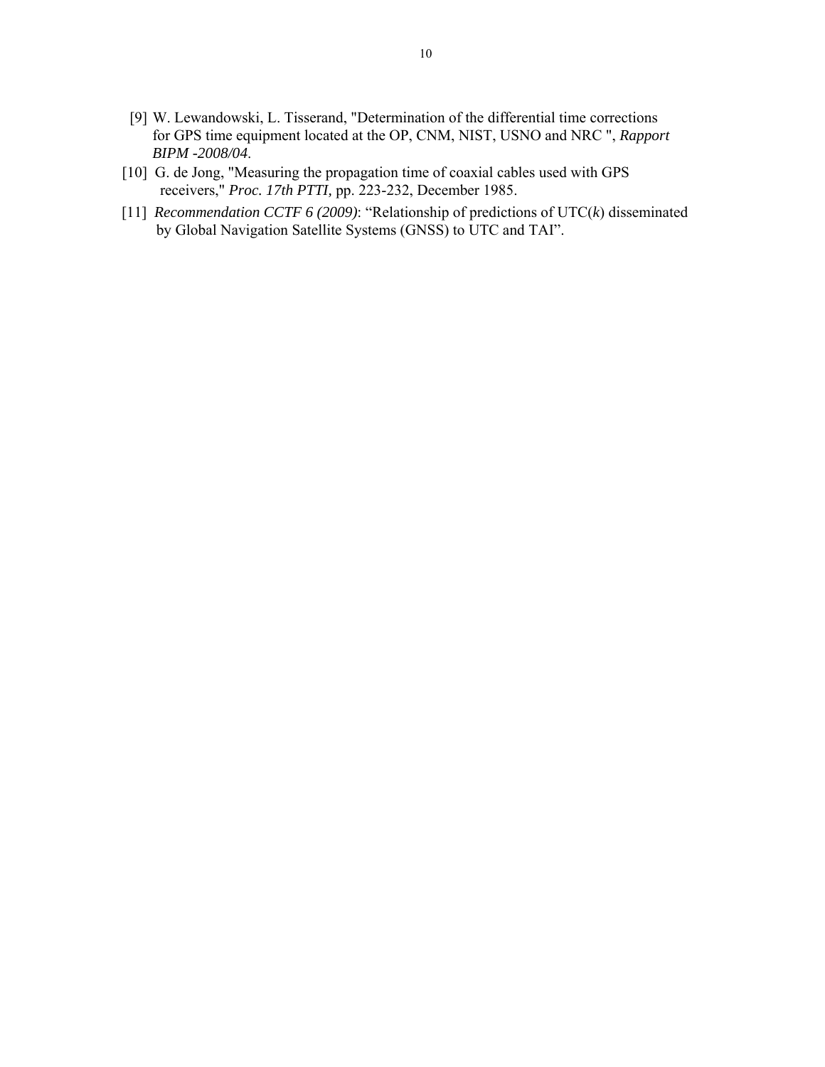[9] W. Lewandowski, L. Tisserand, "Determination of the differential time corrections for GPS time equipment located at the OP, CNM, NIST, USNO and NRC ", *Rapport BIPM -2008/04*.

[10] G. de Jong, "Measuring the propagation time of coaxial cables used with GPS receivers," *Proc. 17th PTTI,* pp. 223-232, December 1985.

[11] *Recommendation CCTF 6 (2009)*: "Relationship of predictions of UTC(*k*) disseminated by Global Navigation Satellite Systems (GNSS) to UTC and TAI".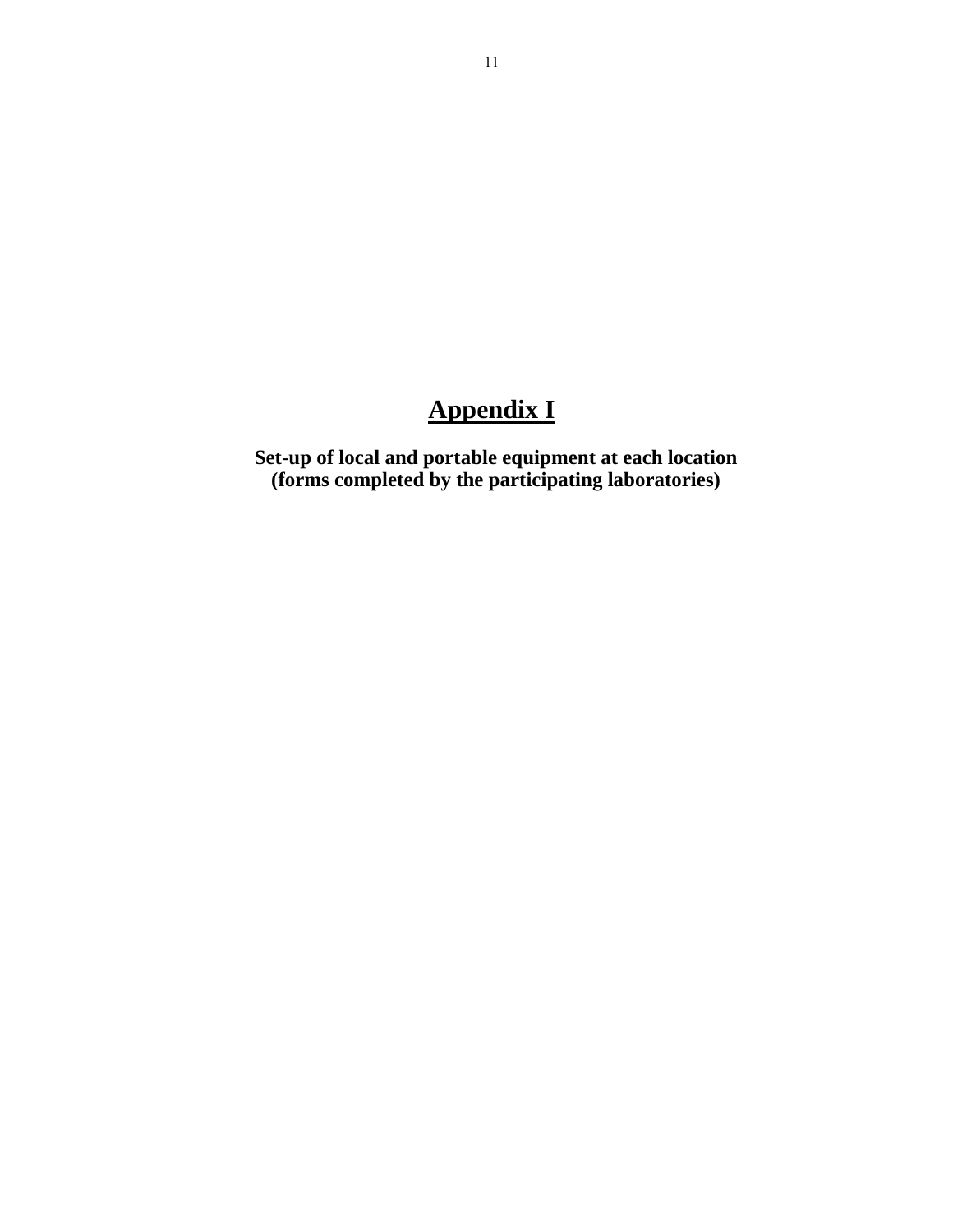# Appendix I

**Set-up of local and portable equipment at each location**
**(forms completed by the participating laboratories)**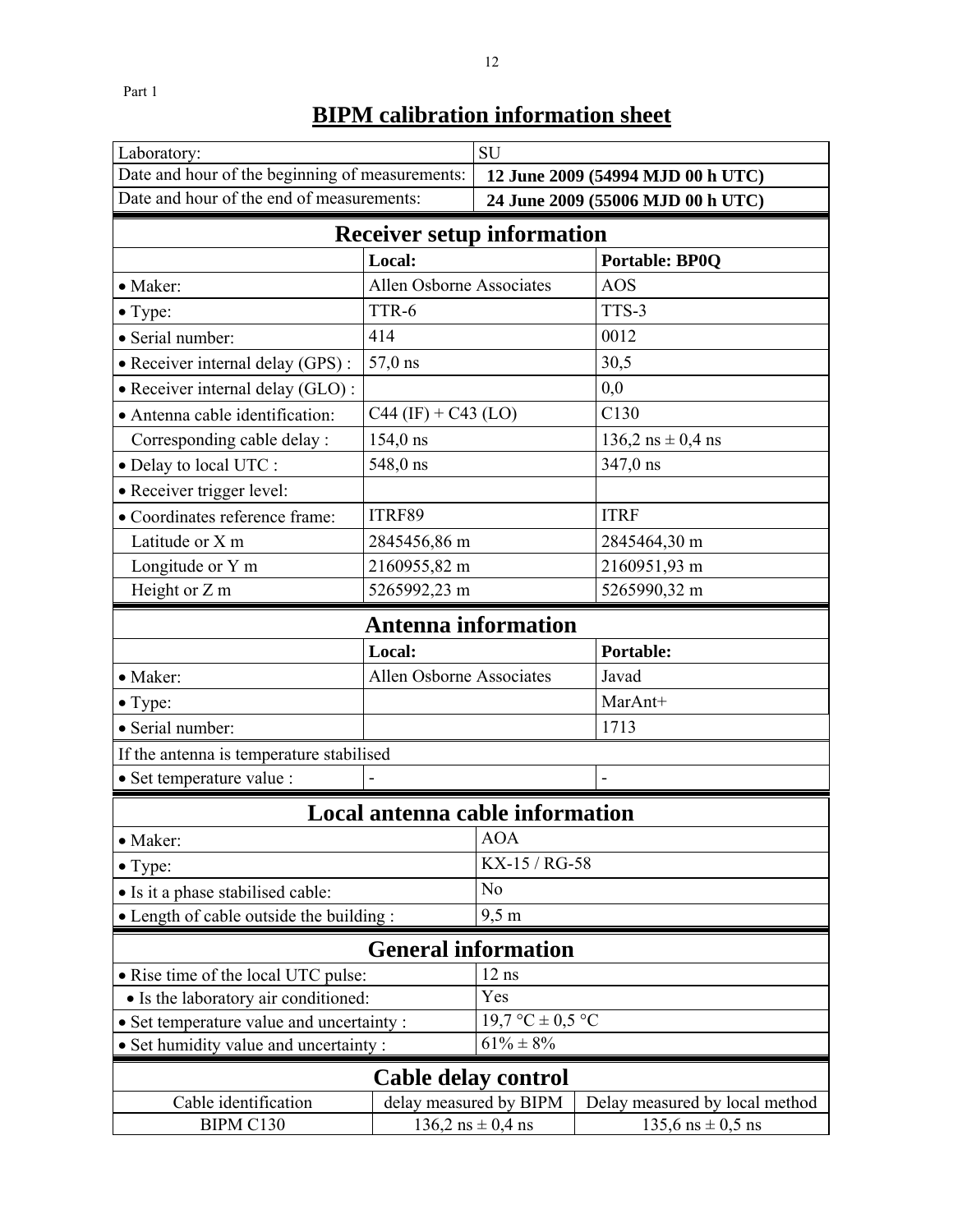Part 1

# BIPM calibration information sheet

| Laboratory: | SU |
|---|---|
| Date and hour of the beginning of measurements: | **12 June 2009 (54994 MJD 00 h UTC)** |
| Date and hour of the end of measurements: | **24 June 2009 (55006 MJD 00 h UTC)** |

## Receiver setup information

| | **Local:** | **Portable: BP0Q** |
|---|---|---|
| • Maker: | Allen Osborne Associates | AOS |
| • Type: | TTR-6 | TTS-3 |
| • Serial number: | 414 | 0012 |
| • Receiver internal delay (GPS) : | 57,0 ns | 30,5 |
| • Receiver internal delay (GLO) : | | 0,0 |
| • Antenna cable identification: | C44 (IF) + C43 (LO) | C130 |
| Corresponding cable delay : | 154,0 ns | 136,2 ns ± 0,4 ns |
| • Delay to local UTC : | 548,0 ns | 347,0 ns |
| • Receiver trigger level: | | |
| • Coordinates reference frame: | ITRF89 | ITRF |
| Latitude or X m | 2845456,86 m | 2845464,30 m |
| Longitude or Y m | 2160955,82 m | 2160951,93 m |
| Height or Z m | 5265992,23 m | 5265990,32 m |

## Antenna information

| | **Local:** | **Portable:** |
|---|---|---|
| • Maker: | Allen Osborne Associates | Javad |
| • Type: | | MarAnt+ |
| • Serial number: | | 1713 |
| If the antenna is temperature stabilised | | |
| • Set temperature value : | - | - |

## Local antenna cable information

| | |
|---|---|
| • Maker: | AOA |
| • Type: | KX-15 / RG-58 |
| • Is it a phase stabilised cable: | No |
| • Length of cable outside the building : | 9,5 m |

## General information

| | |
|---|---|
| • Rise time of the local UTC pulse: | 12 ns |
| • Is the laboratory air conditioned: | Yes |
| • Set temperature value and uncertainty : | 19,7 °C ± 0,5 °C |
| • Set humidity value and uncertainty : | 61% ± 8% |

## Cable delay control

| Cable identification | delay measured by BIPM | Delay measured by local method |
|---|---|---|
| BIPM C130 | 136,2 ns ± 0,4 ns | 135,6 ns ± 0,5 ns |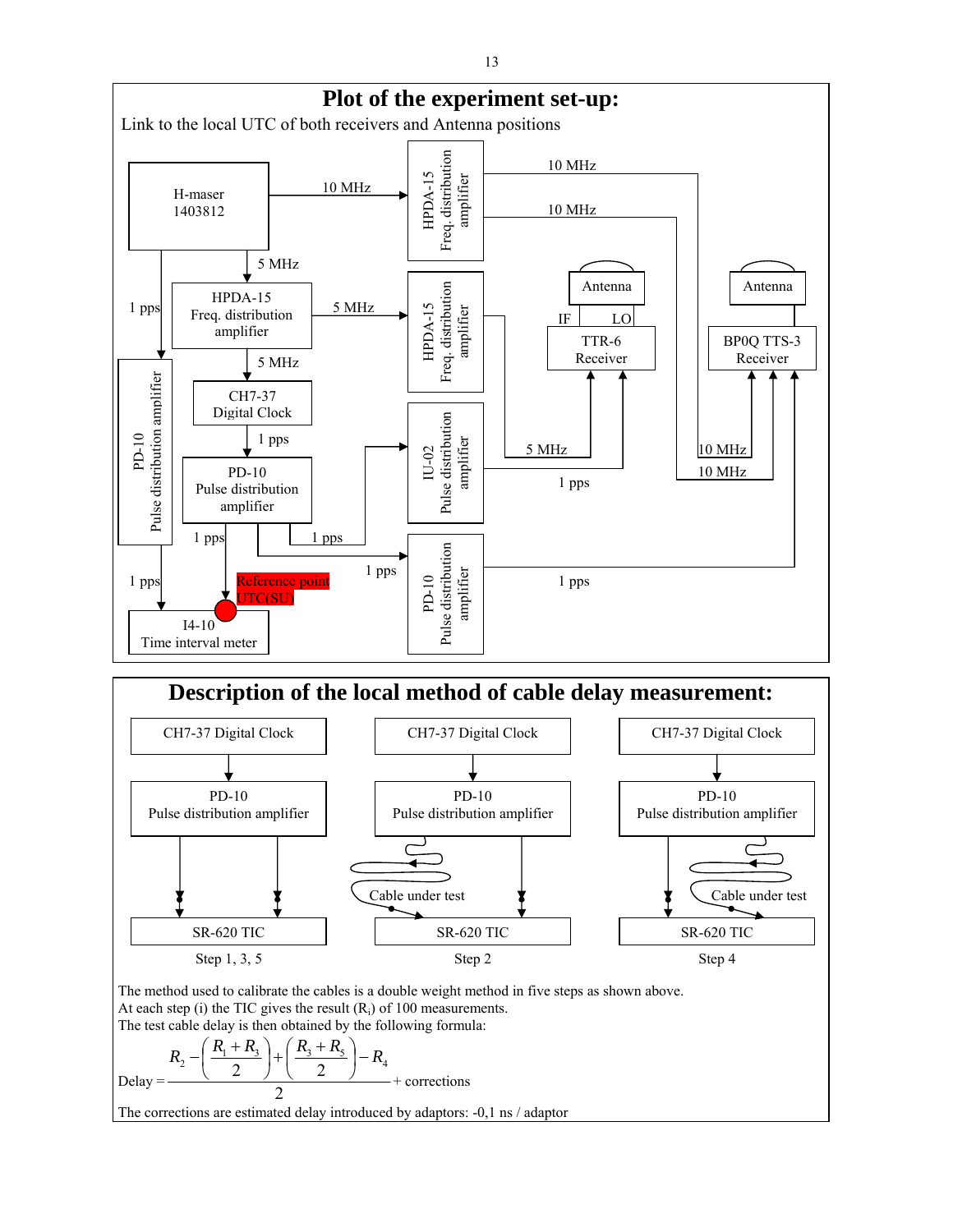## Plot of the experiment set-up:

Link to the local UTC of both receivers and Antenna positions

H-maser 1403812

10 MHz

HPDA-15 Freq. distribution amplifier

10 MHz

10 MHz

5 MHz

1 pps

HPDA-15 Freq. distribution amplifier

5 MHz

HPDA-15 Freq. distribution amplifier

Antenna

Antenna

IF LO

TTR-6 Receiver

BP0Q TTS-3 Receiver

5 MHz

PD-10 Pulse distribution amplifier

CH7-37 Digital Clock

1 pps

PD-10 Pulse distribution amplifier

IU-02 Pulse distribution amplifier

5 MHz

10 MHz

10 MHz

1 pps

1 pps

1 pps

1 pps

1 pps

Reference point UTC(SU)

I4-10 Time interval meter

PD-10 Pulse distribution amplifier

1 pps

## Description of the local method of cable delay measurement:

| Step 1, 3, 5 | Step 2 | Step 4 |
|---|---|---|
| CH7-37 Digital Clock | CH7-37 Digital Clock | CH7-37 Digital Clock |
| PD-10 Pulse distribution amplifier | PD-10 Pulse distribution amplifier | PD-10 Pulse distribution amplifier |
| | Cable under test | Cable under test |
| SR-620 TIC | SR-620 TIC | SR-620 TIC |

The method used to calibrate the cables is a double weight method in five steps as shown above.
At each step (i) the TIC gives the result ($R_i$) of 100 measurements.
The test cable delay is then obtained by the following formula:

$$\text{Delay} = \frac{R_2 - \left(\frac{R_1 + R_3}{2}\right) + \left(\frac{R_3 + R_5}{2}\right) - R_4}{2} + \text{corrections}$$

The corrections are estimated delay introduced by adaptors: -0,1 ns / adaptor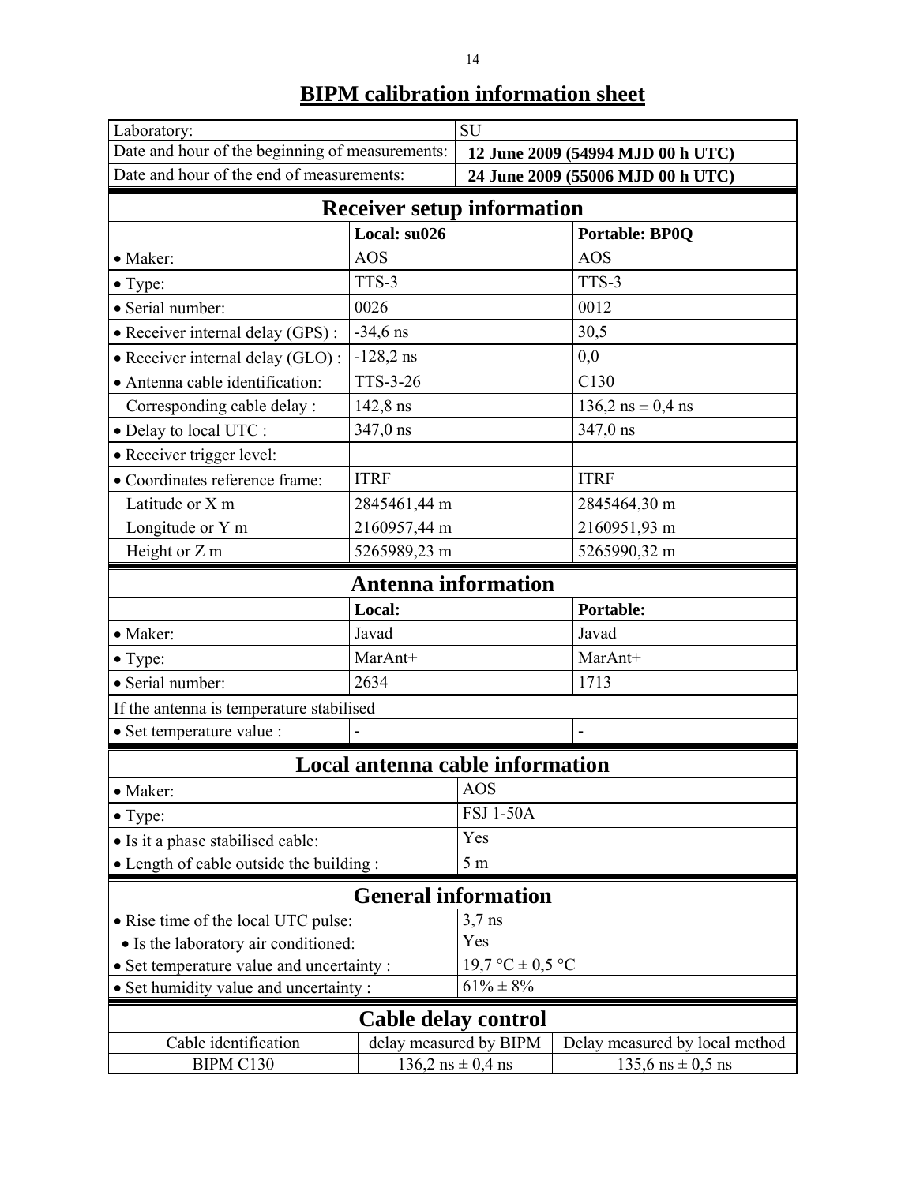# BIPM calibration information sheet

| Laboratory: | SU |
|---|---|
| Date and hour of the beginning of measurements: | **12 June 2009 (54994 MJD 00 h UTC)** |
| Date and hour of the end of measurements: | **24 June 2009 (55006 MJD 00 h UTC)** |

## Receiver setup information

| | **Local: su026** | **Portable: BP0Q** |
|---|---|---|
| • Maker: | AOS | AOS |
| • Type: | TTS-3 | TTS-3 |
| • Serial number: | 0026 | 0012 |
| • Receiver internal delay (GPS) : | -34,6 ns | 30,5 |
| • Receiver internal delay (GLO) : | -128,2 ns | 0,0 |
| • Antenna cable identification: | TTS-3-26 | C130 |
| Corresponding cable delay : | 142,8 ns | 136,2 ns ± 0,4 ns |
| • Delay to local UTC : | 347,0 ns | 347,0 ns |
| • Receiver trigger level: | | |
| • Coordinates reference frame: | ITRF | ITRF |
| Latitude or X m | 2845461,44 m | 2845464,30 m |
| Longitude or Y m | 2160957,44 m | 2160951,93 m |
| Height or Z m | 5265989,23 m | 5265990,32 m |

## Antenna information

| | **Local:** | **Portable:** |
|---|---|---|
| • Maker: | Javad | Javad |
| • Type: | MarAnt+ | MarAnt+ |
| • Serial number: | 2634 | 1713 |
| If the antenna is temperature stabilised | | |
| • Set temperature value : | - | - |

## Local antenna cable information

| | |
|---|---|
| • Maker: | AOS |
| • Type: | FSJ 1-50A |
| • Is it a phase stabilised cable: | Yes |
| • Length of cable outside the building : | 5 m |

## General information

| | |
|---|---|
| • Rise time of the local UTC pulse: | 3,7 ns |
| • Is the laboratory air conditioned: | Yes |
| • Set temperature value and uncertainty : | 19,7 °C ± 0,5 °C |
| • Set humidity value and uncertainty : | 61% ± 8% |

## Cable delay control

| Cable identification | delay measured by BIPM | Delay measured by local method |
|---|---|---|
| BIPM C130 | 136,2 ns ± 0,4 ns | 135,6 ns ± 0,5 ns |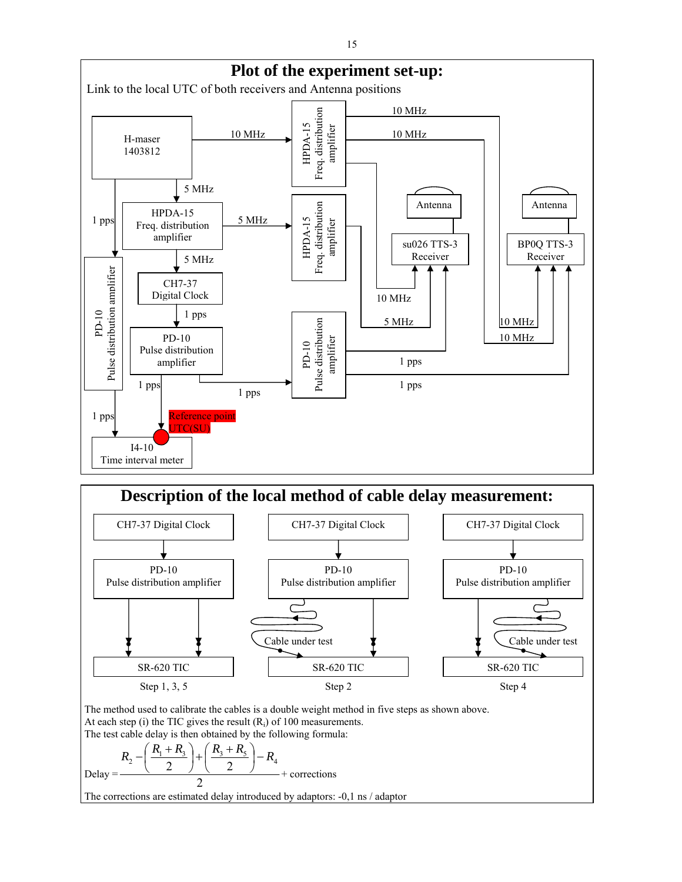## Plot of the experiment set-up:

Link to the local UTC of both receivers and Antenna positions

H-maser 1403812

10 MHz

HPDA-15 Freq. distribution amplifier

10 MHz

10 MHz

5 MHz

1 pps

HPDA-15 Freq. distribution amplifier

5 MHz

HPDA-15 Freq. distribution amplifier

Antenna

Antenna

su026 TTS-3 Receiver

BP0Q TTS-3 Receiver

5 MHz

CH7-37 Digital Clock

10 MHz

1 pps

PD-10 Pulse distribution amplifier

5 MHz

10 MHz

PD-10 Pulse distribution amplifier

PD-10 Pulse distribution amplifier

10 MHz

1 pps

1 pps

1 pps

1 pps

1 pps

Reference point UTC(SU)

I4-10 Time interval meter

## Description of the local method of cable delay measurement:

| Step 1, 3, 5 | Step 2 | Step 4 |
|---|---|---|
| CH7-37 Digital Clock | CH7-37 Digital Clock | CH7-37 Digital Clock |
| PD-10 Pulse distribution amplifier | PD-10 Pulse distribution amplifier | PD-10 Pulse distribution amplifier |
| | Cable under test | Cable under test |
| SR-620 TIC | SR-620 TIC | SR-620 TIC |

The method used to calibrate the cables is a double weight method in five steps as shown above.
At each step (i) the TIC gives the result ($R_i$) of 100 measurements.
The test cable delay is then obtained by the following formula:

$$\text{Delay} = \frac{R_2 - \left(\dfrac{R_1 + R_3}{2}\right) + \left(\dfrac{R_3 + R_5}{2}\right) - R_4}{2} + \text{corrections}$$

The corrections are estimated delay introduced by adaptors: -0,1 ns / adaptor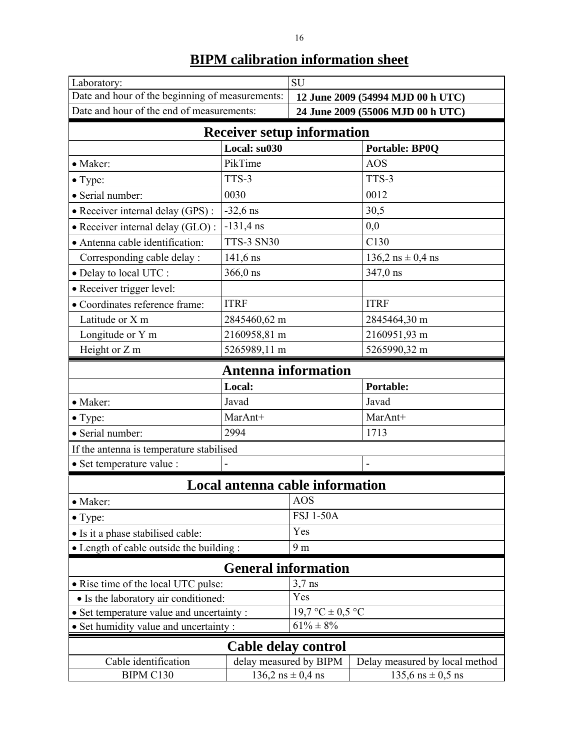# BIPM calibration information sheet

| Laboratory: | SU |
|---|---|
| Date and hour of the beginning of measurements: | **12 June 2009 (54994 MJD 00 h UTC)** |
| Date and hour of the end of measurements: | **24 June 2009 (55006 MJD 00 h UTC)** |

## Receiver setup information

| | **Local: su030** | **Portable: BP0Q** |
|---|---|---|
| • Maker: | PikTime | AOS |
| • Type: | TTS-3 | TTS-3 |
| • Serial number: | 0030 | 0012 |
| • Receiver internal delay (GPS) : | -32,6 ns | 30,5 |
| • Receiver internal delay (GLO) : | -131,4 ns | 0,0 |
| • Antenna cable identification: | TTS-3 SN30 | C130 |
| Corresponding cable delay : | 141,6 ns | 136,2 ns ± 0,4 ns |
| • Delay to local UTC : | 366,0 ns | 347,0 ns |
| • Receiver trigger level: | | |
| • Coordinates reference frame: | ITRF | ITRF |
| Latitude or X m | 2845460,62 m | 2845464,30 m |
| Longitude or Y m | 2160958,81 m | 2160951,93 m |
| Height or Z m | 5265989,11 m | 5265990,32 m |

## Antenna information

| | **Local:** | **Portable:** |
|---|---|---|
| • Maker: | Javad | Javad |
| • Type: | MarAnt+ | MarAnt+ |
| • Serial number: | 2994 | 1713 |
| If the antenna is temperature stabilised | | |
| • Set temperature value : | - | - |

## Local antenna cable information

| | |
|---|---|
| • Maker: | AOS |
| • Type: | FSJ 1-50A |
| • Is it a phase stabilised cable: | Yes |
| • Length of cable outside the building : | 9 m |

## General information

| | |
|---|---|
| • Rise time of the local UTC pulse: | 3,7 ns |
| • Is the laboratory air conditioned: | Yes |
| • Set temperature value and uncertainty : | 19,7 °C ± 0,5 °C |
| • Set humidity value and uncertainty : | 61% ± 8% |

## Cable delay control

| Cable identification | delay measured by BIPM | Delay measured by local method |
|---|---|---|
| BIPM C130 | 136,2 ns ± 0,4 ns | 135,6 ns ± 0,5 ns |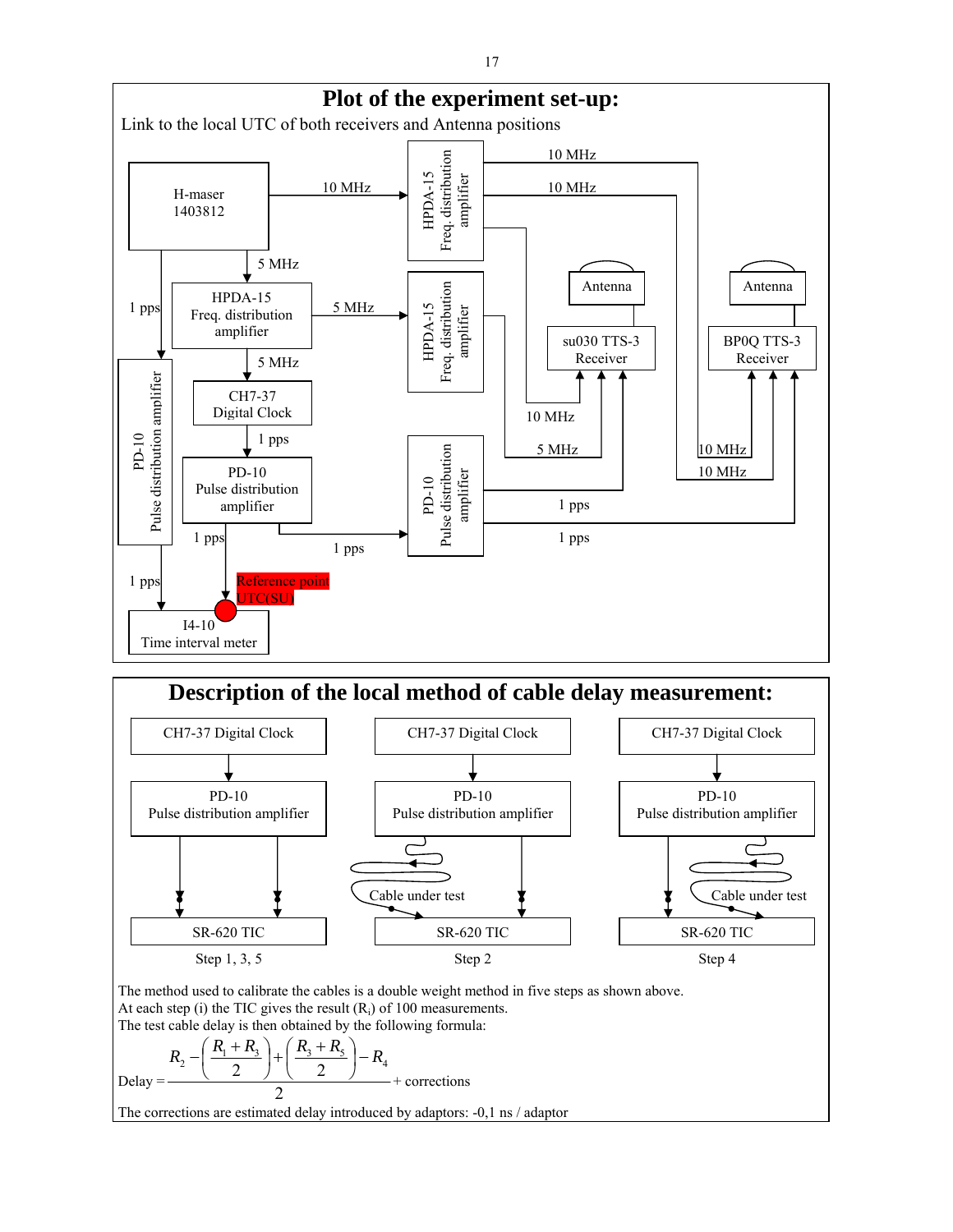# Plot of the experiment set-up:

Link to the local UTC of both receivers and Antenna positions

H-maser 1403812

10 MHz

HPDA-15 Freq. distribution amplifier

10 MHz

10 MHz

5 MHz

1 pps

HPDA-15 Freq. distribution amplifier

5 MHz

HPDA-15 Freq. distribution amplifier

Antenna

Antenna

su030 TTS-3 Receiver

BP0Q TTS-3 Receiver

5 MHz

CH7-37 Digital Clock

PD-10 Pulse distribution amplifier

1 pps

10 MHz

PD-10 Pulse distribution amplifier

5 MHz

10 MHz

10 MHz

PD-10 Pulse distribution amplifier

1 pps

1 pps

1 pps

1 pps

1 pps

Reference point UTC(SU)

I4-10 Time interval meter

# Description of the local method of cable delay measurement:

CH7-37 Digital Clock → PD-10 Pulse distribution amplifier → SR-620 TIC — Step 1, 3, 5

CH7-37 Digital Clock → PD-10 Pulse distribution amplifier → Cable under test → SR-620 TIC — Step 2

CH7-37 Digital Clock → PD-10 Pulse distribution amplifier → Cable under test → SR-620 TIC — Step 4

The method used to calibrate the cables is a double weight method in five steps as shown above.
At each step (i) the TIC gives the result ($R_i$) of 100 measurements.
The test cable delay is then obtained by the following formula:

$$\text{Delay} = \frac{R_2 - \left(\frac{R_1 + R_3}{2}\right) + \left(\frac{R_3 + R_5}{2}\right) - R_4}{2} + \text{corrections}$$

The corrections are estimated delay introduced by adaptors: -0,1 ns / adaptor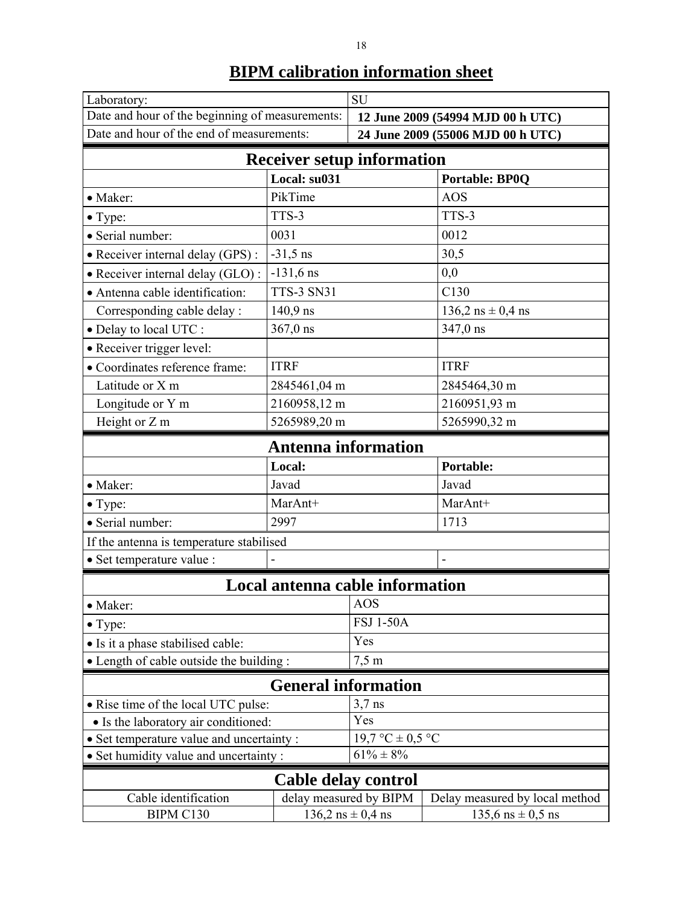# BIPM calibration information sheet

| Laboratory: | SU |
|---|---|
| Date and hour of the beginning of measurements: | **12 June 2009 (54994 MJD 00 h UTC)** |
| Date and hour of the end of measurements: | **24 June 2009 (55006 MJD 00 h UTC)** |

## Receiver setup information

| | **Local: su031** | **Portable: BP0Q** |
|---|---|---|
| • Maker: | PikTime | AOS |
| • Type: | TTS-3 | TTS-3 |
| • Serial number: | 0031 | 0012 |
| • Receiver internal delay (GPS) : | -31,5 ns | 30,5 |
| • Receiver internal delay (GLO) : | -131,6 ns | 0,0 |
| • Antenna cable identification: | TTS-3 SN31 | C130 |
| Corresponding cable delay : | 140,9 ns | 136,2 ns ± 0,4 ns |
| • Delay to local UTC : | 367,0 ns | 347,0 ns |
| • Receiver trigger level: | | |
| • Coordinates reference frame: | ITRF | ITRF |
| Latitude or X m | 2845461,04 m | 2845464,30 m |
| Longitude or Y m | 2160958,12 m | 2160951,93 m |
| Height or Z m | 5265989,20 m | 5265990,32 m |

## Antenna information

| | **Local:** | **Portable:** |
|---|---|---|
| • Maker: | Javad | Javad |
| • Type: | MarAnt+ | MarAnt+ |
| • Serial number: | 2997 | 1713 |
| If the antenna is temperature stabilised | | |
| • Set temperature value : | - | - |

## Local antenna cable information

| | |
|---|---|
| • Maker: | AOS |
| • Type: | FSJ 1-50A |
| • Is it a phase stabilised cable: | Yes |
| • Length of cable outside the building : | 7,5 m |

## General information

| | |
|---|---|
| • Rise time of the local UTC pulse: | 3,7 ns |
| • Is the laboratory air conditioned: | Yes |
| • Set temperature value and uncertainty : | 19,7 °C ± 0,5 °C |
| • Set humidity value and uncertainty : | 61% ± 8% |

## Cable delay control

| Cable identification | delay measured by BIPM | Delay measured by local method |
|---|---|---|
| BIPM C130 | 136,2 ns ± 0,4 ns | 135,6 ns ± 0,5 ns |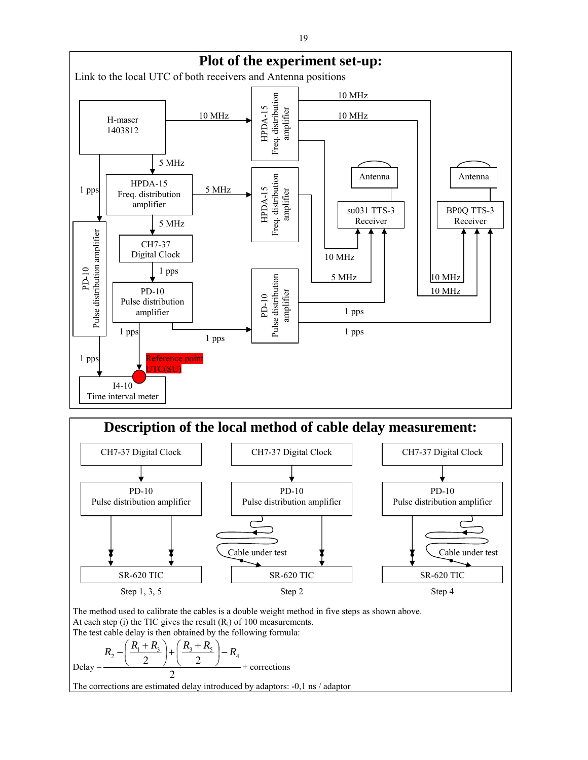# Plot of the experiment set-up:

Link to the local UTC of both receivers and Antenna positions

H-maser 1403812

HPDA-15 Freq. distribution amplifier

CH7-37 Digital Clock

PD-10 Pulse distribution amplifier

I4-10 Time interval meter

Reference point UTC(SU)

Antenna

su031 TTS-3 Receiver

BP0Q TTS-3 Receiver

10 MHz, 5 MHz, 1 pps

# Description of the local method of cable delay measurement:

CH7-37 Digital Clock → PD-10 Pulse distribution amplifier → SR-620 TIC

Step 1, 3, 5

Step 2 (Cable under test)

Step 4 (Cable under test)

The method used to calibrate the cables is a double weight method in five steps as shown above.
At each step (i) the TIC gives the result ($R_i$) of 100 measurements.
The test cable delay is then obtained by the following formula:

$$\text{Delay} = \frac{R_2 - \left(\frac{R_1 + R_3}{2}\right) + \left(\frac{R_3 + R_5}{2}\right) - R_4}{2} + \text{corrections}$$

The corrections are estimated delay introduced by adaptors: -0,1 ns / adaptor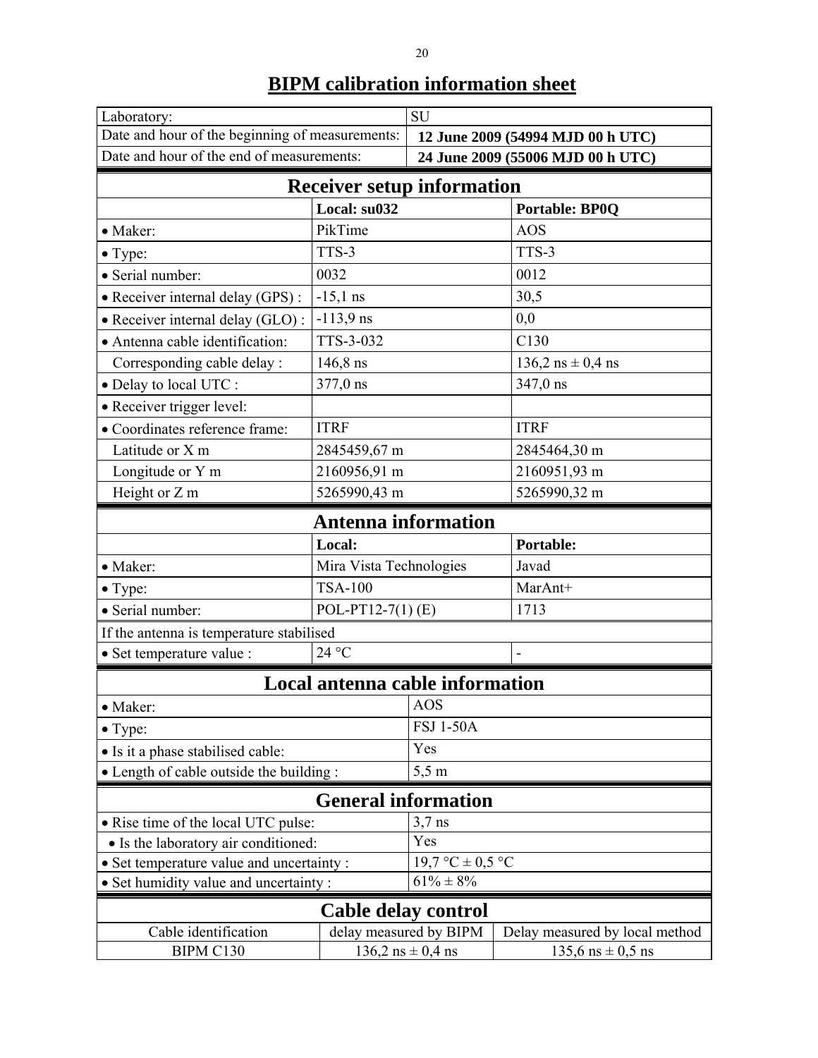# BIPM calibration information sheet

| Laboratory: | SU |
|---|---|
| Date and hour of the beginning of measurements: | **12 June 2009 (54994 MJD 00 h UTC)** |
| Date and hour of the end of measurements: | **24 June 2009 (55006 MJD 00 h UTC)** |

## Receiver setup information

| | **Local: su032** | **Portable: BP0Q** |
|---|---|---|
| • Maker: | PikTime | AOS |
| • Type: | TTS-3 | TTS-3 |
| • Serial number: | 0032 | 0012 |
| • Receiver internal delay (GPS) : | -15,1 ns | 30,5 |
| • Receiver internal delay (GLO) : | -113,9 ns | 0,0 |
| • Antenna cable identification: | TTS-3-032 | C130 |
| Corresponding cable delay : | 146,8 ns | 136,2 ns ± 0,4 ns |
| • Delay to local UTC : | 377,0 ns | 347,0 ns |
| • Receiver trigger level: | | |
| • Coordinates reference frame: | ITRF | ITRF |
| Latitude or X m | 2845459,67 m | 2845464,30 m |
| Longitude or Y m | 2160956,91 m | 2160951,93 m |
| Height or Z m | 5265990,43 m | 5265990,32 m |

## Antenna information

| | **Local:** | **Portable:** |
|---|---|---|
| • Maker: | Mira Vista Technologies | Javad |
| • Type: | TSA-100 | MarAnt+ |
| • Serial number: | POL-PT12-7(1) (E) | 1713 |
| If the antenna is temperature stabilised | | |
| • Set temperature value : | 24 °C | - |

## Local antenna cable information

| | |
|---|---|
| • Maker: | AOS |
| • Type: | FSJ 1-50A |
| • Is it a phase stabilised cable: | Yes |
| • Length of cable outside the building : | 5,5 m |

## General information

| | |
|---|---|
| • Rise time of the local UTC pulse: | 3,7 ns |
| • Is the laboratory air conditioned: | Yes |
| • Set temperature value and uncertainty : | 19,7 °C ± 0,5 °C |
| • Set humidity value and uncertainty : | 61% ± 8% |

## Cable delay control

| Cable identification | delay measured by BIPM | Delay measured by local method |
|---|---|---|
| BIPM C130 | 136,2 ns ± 0,4 ns | 135,6 ns ± 0,5 ns |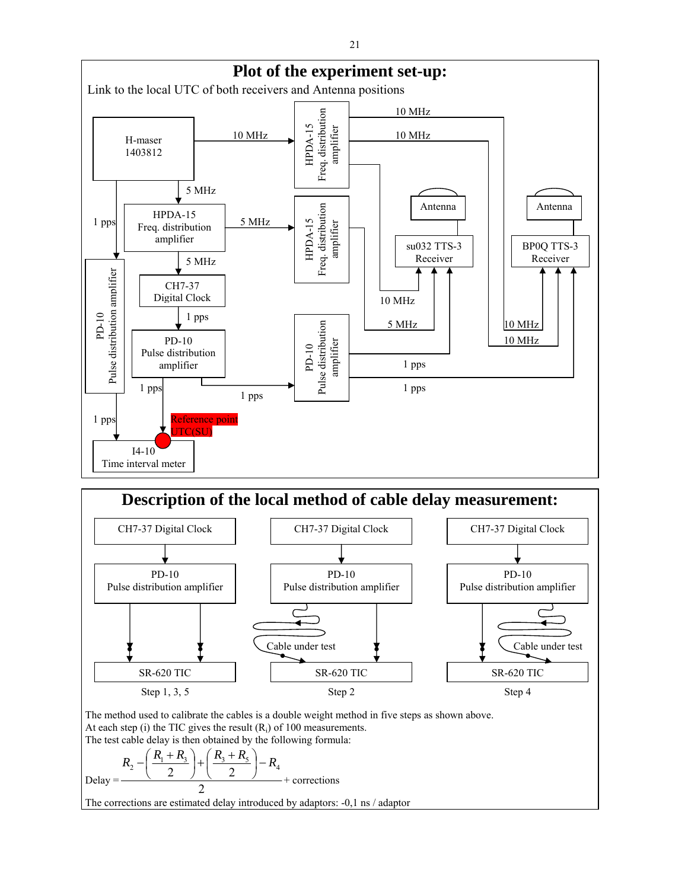# Plot of the experiment set-up:

Link to the local UTC of both receivers and Antenna positions

H-maser 1403812

10 MHz

HPDA-15 Freq. distribution amplifier

10 MHz

10 MHz

5 MHz

1 pps

HPDA-15 Freq. distribution amplifier

5 MHz

HPDA-15 Freq. distribution amplifier

Antenna

Antenna

su032 TTS-3 Receiver

BP0Q TTS-3 Receiver

5 MHz

CH7-37 Digital Clock

10 MHz

1 pps

PD-10 Pulse distribution amplifier

5 MHz

10 MHz

PD-10 Pulse distribution amplifier

10 MHz

PD-10 Pulse distribution amplifier

1 pps

1 pps

1 pps

1 pps

1 pps

Reference point UTC(SU)

I4-10 Time interval meter

# Description of the local method of cable delay measurement:

| Step 1, 3, 5 | Step 2 | Step 4 |
|---|---|---|
| CH7-37 Digital Clock | CH7-37 Digital Clock | CH7-37 Digital Clock |
| PD-10 Pulse distribution amplifier | PD-10 Pulse distribution amplifier | PD-10 Pulse distribution amplifier |
| | Cable under test | Cable under test |
| SR-620 TIC | SR-620 TIC | SR-620 TIC |

The method used to calibrate the cables is a double weight method in five steps as shown above.
At each step (i) the TIC gives the result ($R_i$) of 100 measurements.
The test cable delay is then obtained by the following formula:

$$\text{Delay} = \frac{R_2 - \left(\dfrac{R_1 + R_3}{2}\right) + \left(\dfrac{R_3 + R_5}{2}\right) - R_4}{2} + \text{corrections}$$

The corrections are estimated delay introduced by adaptors: -0,1 ns / adaptor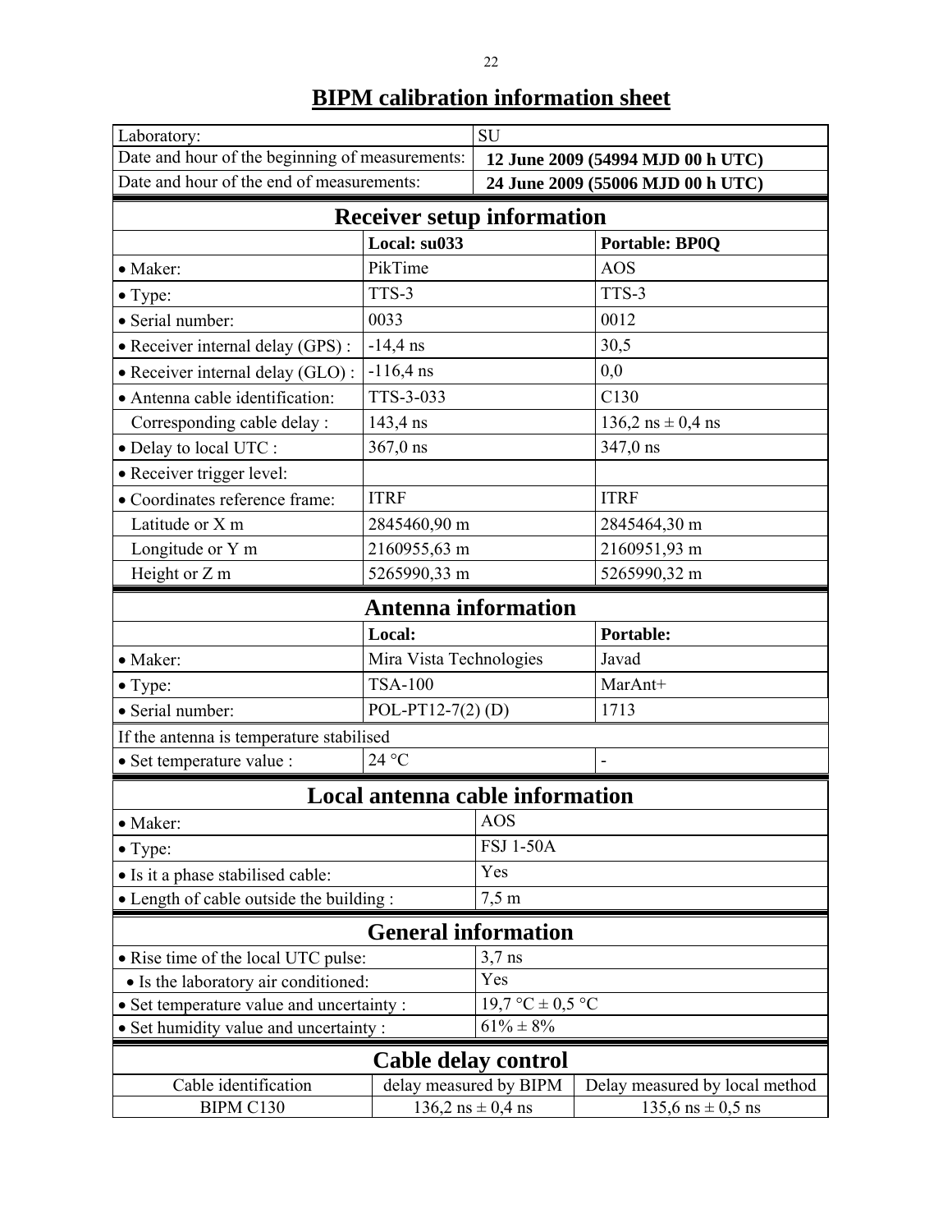# BIPM calibration information sheet

| | |
|---|---|
| Laboratory: | SU |
| Date and hour of the beginning of measurements: | **12 June 2009 (54994 MJD 00 h UTC)** |
| Date and hour of the end of measurements: | **24 June 2009 (55006 MJD 00 h UTC)** |

## Receiver setup information

| | **Local: su033** | **Portable: BP0Q** |
|---|---|---|
| • Maker: | PikTime | AOS |
| • Type: | TTS-3 | TTS-3 |
| • Serial number: | 0033 | 0012 |
| • Receiver internal delay (GPS) : | -14,4 ns | 30,5 |
| • Receiver internal delay (GLO) : | -116,4 ns | 0,0 |
| • Antenna cable identification: | TTS-3-033 | C130 |
| Corresponding cable delay : | 143,4 ns | 136,2 ns ± 0,4 ns |
| • Delay to local UTC : | 367,0 ns | 347,0 ns |
| • Receiver trigger level: | | |
| • Coordinates reference frame: | ITRF | ITRF |
| Latitude or X m | 2845460,90 m | 2845464,30 m |
| Longitude or Y m | 2160955,63 m | 2160951,93 m |
| Height or Z m | 5265990,33 m | 5265990,32 m |

## Antenna information

| | **Local:** | **Portable:** |
|---|---|---|
| • Maker: | Mira Vista Technologies | Javad |
| • Type: | TSA-100 | MarAnt+ |
| • Serial number: | POL-PT12-7(2) (D) | 1713 |
| If the antenna is temperature stabilised | | |
| • Set temperature value : | 24 °C | - |

## Local antenna cable information

| | |
|---|---|
| • Maker: | AOS |
| • Type: | FSJ 1-50A |
| • Is it a phase stabilised cable: | Yes |
| • Length of cable outside the building : | 7,5 m |

## General information

| | |
|---|---|
| • Rise time of the local UTC pulse: | 3,7 ns |
| • Is the laboratory air conditioned: | Yes |
| • Set temperature value and uncertainty : | 19,7 °C ± 0,5 °C |
| • Set humidity value and uncertainty : | 61% ± 8% |

## Cable delay control

| Cable identification | delay measured by BIPM | Delay measured by local method |
|---|---|---|
| BIPM C130 | 136,2 ns ± 0,4 ns | 135,6 ns ± 0,5 ns |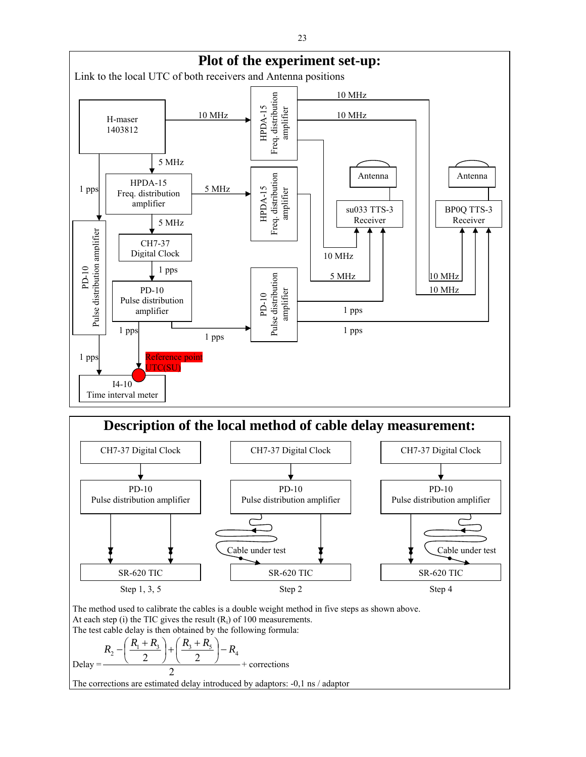# Plot of the experiment set-up:

Link to the local UTC of both receivers and Antenna positions

H-maser 1403812

10 MHz

HPDA-15 Freq. distribution amplifier

10 MHz

10 MHz

5 MHz

1 pps

HPDA-15 Freq. distribution amplifier

5 MHz

HPDA-15 Freq. distribution amplifier

Antenna

Antenna

su033 TTS-3 Receiver

BP0Q TTS-3 Receiver

5 MHz

CH7-37 Digital Clock

PD-10 Pulse distribution amplifier

1 pps

10 MHz

PD-10 Pulse distribution amplifier

5 MHz

10 MHz

10 MHz

PD-10 Pulse distribution amplifier

1 pps

1 pps

1 pps

1 pps

1 pps

Reference point UTC(SU)

I4-10 Time interval meter

# Description of the local method of cable delay measurement:

| CH7-37 Digital Clock | CH7-37 Digital Clock | CH7-37 Digital Clock |
|---|---|---|
| PD-10 Pulse distribution amplifier | PD-10 Pulse distribution amplifier | PD-10 Pulse distribution amplifier |
| | Cable under test | Cable under test |
| SR-620 TIC | SR-620 TIC | SR-620 TIC |
| Step 1, 3, 5 | Step 2 | Step 4 |

The method used to calibrate the cables is a double weight method in five steps as shown above.
At each step (i) the TIC gives the result ($R_i$) of 100 measurements.
The test cable delay is then obtained by the following formula:

$$\text{Delay} = \frac{R_2 - \left(\frac{R_1 + R_3}{2}\right) + \left(\frac{R_3 + R_5}{2}\right) - R_4}{2} + \text{corrections}$$

The corrections are estimated delay introduced by adaptors: -0,1 ns / adaptor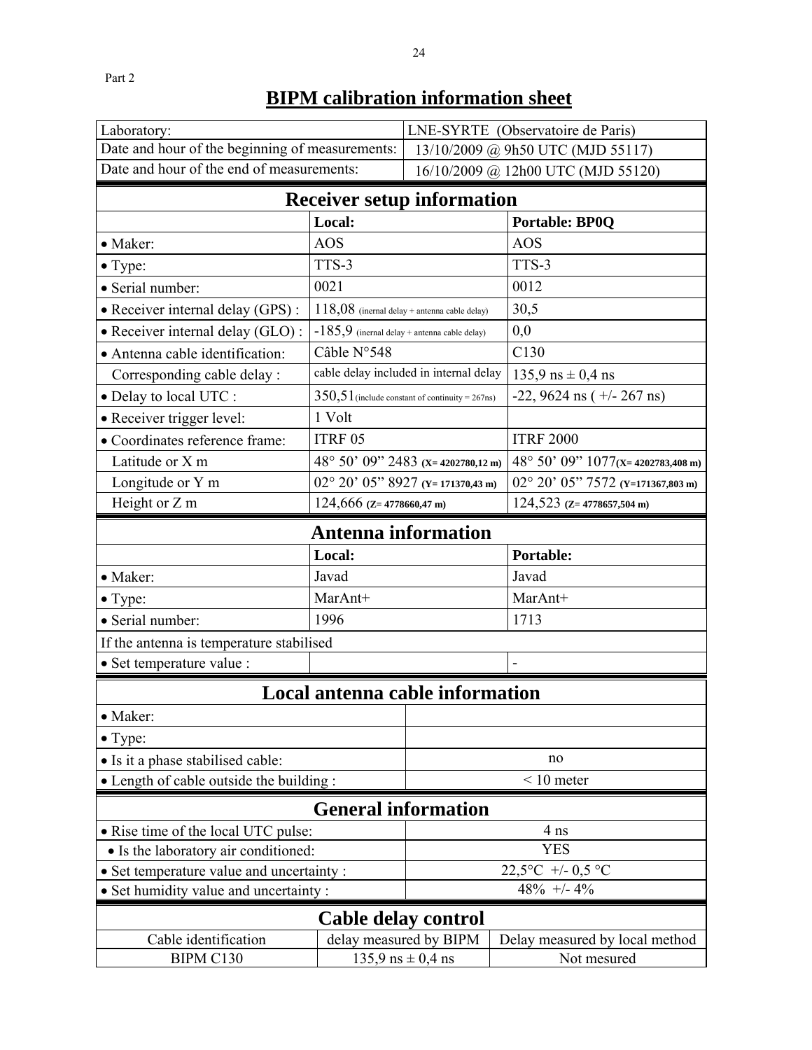Part 2

# BIPM calibration information sheet

| Laboratory: | LNE-SYRTE (Observatoire de Paris) |
|---|---|
| Date and hour of the beginning of measurements: | 13/10/2009 @ 9h50 UTC (MJD 55117) |
| Date and hour of the end of measurements: | 16/10/2009 @ 12h00 UTC (MJD 55120) |

## Receiver setup information

| | Local: | Portable: BP0Q |
|---|---|---|
| • Maker: | AOS | AOS |
| • Type: | TTS-3 | TTS-3 |
| • Serial number: | 0021 | 0012 |
| • Receiver internal delay (GPS) : | 118,08 (inernal delay + antenna cable delay) | 30,5 |
| • Receiver internal delay (GLO) : | -185,9 (inernal delay + antenna cable delay) | 0,0 |
| • Antenna cable identification: | Câble N°548 | C130 |
| Corresponding cable delay : | cable delay included in internal delay | 135,9 ns ± 0,4 ns |
| • Delay to local UTC : | 350,51(include constant of continuity = 267ns) | -22, 9624 ns ( +/- 267 ns) |
| • Receiver trigger level: | 1 Volt | |
| • Coordinates reference frame: | ITRF 05 | ITRF 2000 |
| Latitude or X m | 48° 50’ 09” 2483 (X= 4202780,12 m) | 48° 50’ 09” 1077(X= 4202783,408 m) |
| Longitude or Y m | 02° 20’ 05” 8927 (Y= 171370,43 m) | 02° 20’ 05” 7572 (Y=171367,803 m) |
| Height or Z m | 124,666 (Z= 4778660,47 m) | 124,523 (Z= 4778657,504 m) |

## Antenna information

| | Local: | Portable: |
|---|---|---|
| • Maker: | Javad | Javad |
| • Type: | MarAnt+ | MarAnt+ |
| • Serial number: | 1996 | 1713 |
| If the antenna is temperature stabilised | | |
| • Set temperature value : | | - |

## Local antenna cable information

| | |
|---|---|
| • Maker: | |
| • Type: | |
| • Is it a phase stabilised cable: | no |
| • Length of cable outside the building : | < 10 meter |

## General information

| | |
|---|---|
| • Rise time of the local UTC pulse: | 4 ns |
| • Is the laboratory air conditioned: | YES |
| • Set temperature value and uncertainty : | 22,5°C +/- 0,5 °C |
| • Set humidity value and uncertainty : | 48% +/- 4% |

## Cable delay control

| Cable identification | delay measured by BIPM | Delay measured by local method |
|---|---|---|
| BIPM C130 | 135,9 ns ± 0,4 ns | Not mesured |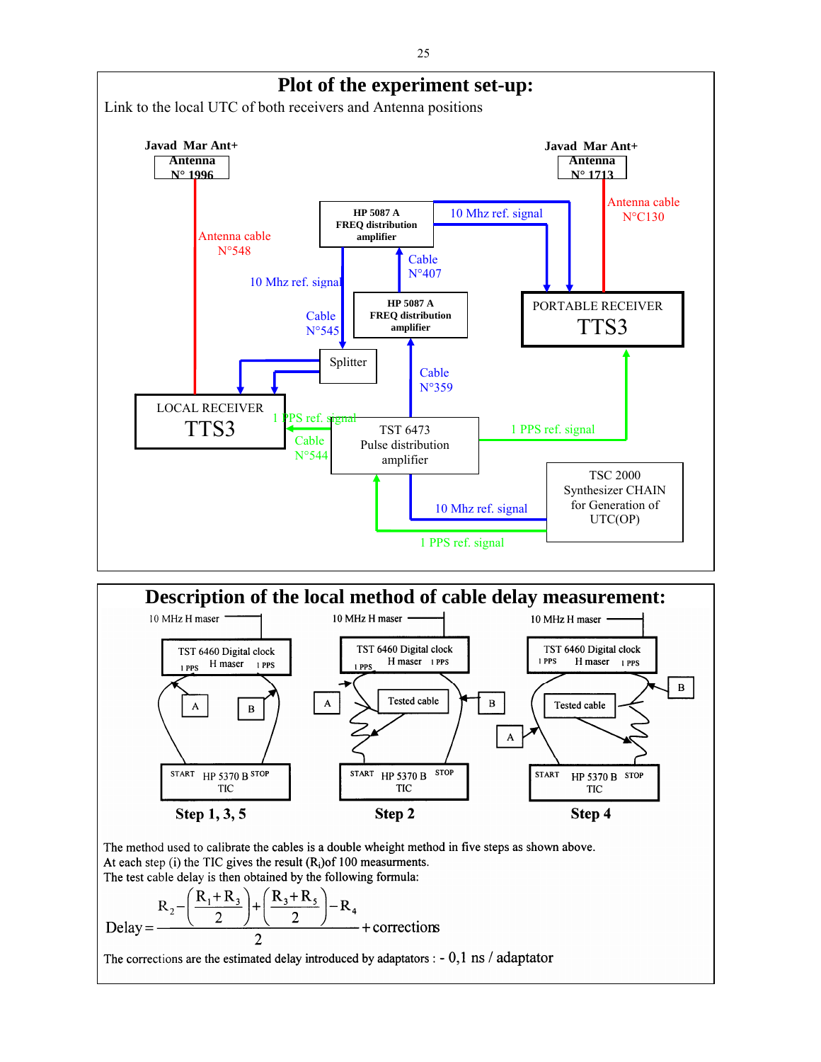## Plot of the experiment set-up:

Link to the local UTC of both receivers and Antenna positions

Javad Mar Ant+ Antenna N° 1996

Javad Mar Ant+ Antenna N° 1713

Antenna cable N°548

Antenna cable N°C130

HP 5087 A FREQ distribution amplifier

10 Mhz ref. signal

Cable N°407

10 Mhz ref. signal

HP 5087 A FREQ distribution amplifier

PORTABLE RECEIVER TTS3

Cable N°545

Splitter

Cable N°359

LOCAL RECEIVER TTS3

1 PPS ref. signal

Cable N°544

TST 6473 Pulse distribution amplifier

1 PPS ref. signal

TSC 2000 Synthesizer CHAIN for Generation of UTC(OP)

10 Mhz ref. signal

1 PPS ref. signal

## Description of the local method of cable delay measurement:

10 MHz H maser — TST 6460 Digital clock (1 PPS, H maser, 1 PPS) — A, B — Tested cable — START HP 5370 B STOP TIC

Step 1, 3, 5 | Step 2 | Step 4

The method used to calibrate the cables is a double wheight method in five steps as shown above.
At each step (i) the TIC gives the result ($R_i$)of 100 measurments.
The test cable delay is then obtained by the following formula:

$$\text{Delay} = \frac{R_2 - \left(\frac{R_1 + R_3}{2}\right) + \left(\frac{R_3 + R_5}{2}\right) - R_4}{2} + \text{corrections}$$

The corrections are the estimated delay introduced by adaptators : - 0,1 ns / adaptator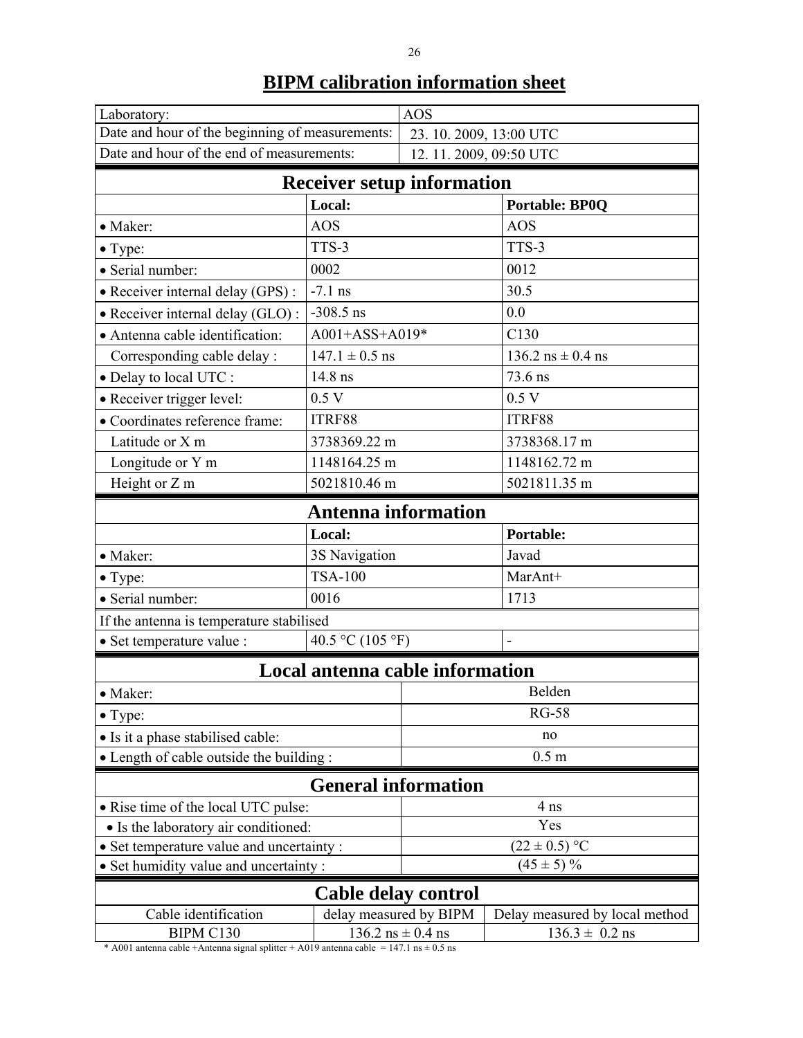# BIPM calibration information sheet

| | |
|---|---|
| Laboratory: | AOS |
| Date and hour of the beginning of measurements: | 23. 10. 2009, 13:00 UTC |
| Date and hour of the end of measurements: | 12. 11. 2009, 09:50 UTC |

## Receiver setup information

| | Local: | Portable: BP0Q |
|---|---|---|
| • Maker: | AOS | AOS |
| • Type: | TTS-3 | TTS-3 |
| • Serial number: | 0002 | 0012 |
| • Receiver internal delay (GPS) : | -7.1 ns | 30.5 |
| • Receiver internal delay (GLO) : | -308.5 ns | 0.0 |
| • Antenna cable identification: | A001+ASS+A019* | C130 |
| Corresponding cable delay : | 147.1 ± 0.5 ns | 136.2 ns ± 0.4 ns |
| • Delay to local UTC : | 14.8 ns | 73.6 ns |
| • Receiver trigger level: | 0.5 V | 0.5 V |
| • Coordinates reference frame: | ITRF88 | ITRF88 |
| Latitude or X m | 3738369.22 m | 3738368.17 m |
| Longitude or Y m | 1148164.25 m | 1148162.72 m |
| Height or Z m | 5021810.46 m | 5021811.35 m |

## Antenna information

| | Local: | Portable: |
|---|---|---|
| • Maker: | 3S Navigation | Javad |
| • Type: | TSA-100 | MarAnt+ |
| • Serial number: | 0016 | 1713 |
| If the antenna is temperature stabilised | | |
| • Set temperature value : | 40.5 °C (105 °F) | - |

## Local antenna cable information

| | |
|---|---|
| • Maker: | Belden |
| • Type: | RG-58 |
| • Is it a phase stabilised cable: | no |
| • Length of cable outside the building : | 0.5 m |

## General information

| | |
|---|---|
| • Rise time of the local UTC pulse: | 4 ns |
| • Is the laboratory air conditioned: | Yes |
| • Set temperature value and uncertainty : | (22 ± 0.5) °C |
| • Set humidity value and uncertainty : | (45 ± 5) % |

## Cable delay control

| Cable identification | delay measured by BIPM | Delay measured by local method |
|---|---|---|
| BIPM C130 | 136.2 ns ± 0.4 ns | 136.3 ± 0.2 ns |

* A001 antenna cable +Antenna signal splitter + A019 antenna cable = 147.1 ns ± 0.5 ns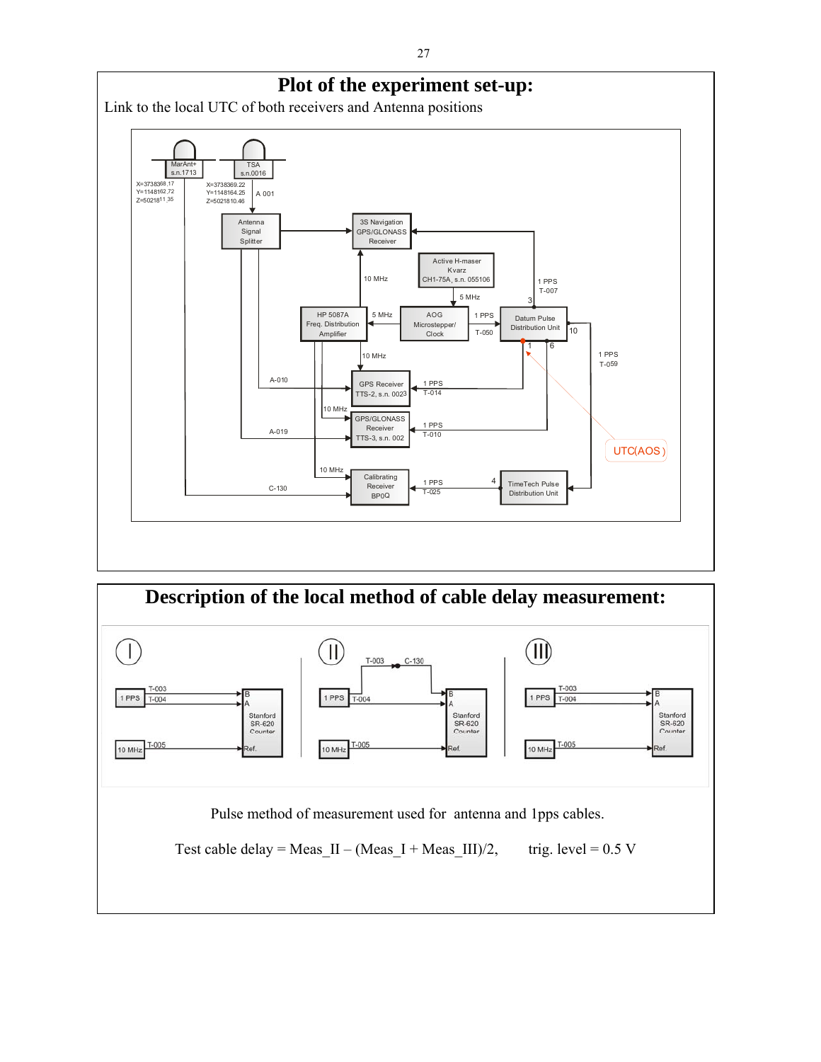# Plot of the experiment set-up:

Link to the local UTC of both receivers and Antenna positions

MarAnt+ s.n.1713
X=3738368.17
Y=1148162.72
Z=5021811.35

TSA s.n.0016
X=3738369.22
Y=1148164.25
Z=5021810.46

A 001

Antenna Signal Splitter

3S Navigation GPS/GLONASS Receiver

Active H-maser Kvarz CH1-75A, s.n. 055106

5 MHz

10 MHz

1 PPS T-007

HP 5087A Freq. Distribution Amplifier

5 MHz

AOG Microstepper/ Clock

1 PPS T-050

Datum Pulse Distribution Unit

3 1 6 10

10 MHz

1 PPS T-059

A-010

GPS Receiver TTS-2, s.n. 0023

1 PPS T-014

10 MHz

GPS/GLONASS Receiver TTS-3, s.n. 002

A-019

1 PPS T-010

UTC(AOS)

10 MHz

C-130

Calibrating Receiver BP0Q

1 PPS T-025

4

TimeTech Pulse Distribution Unit

# Description of the local method of cable delay measurement:

I: 1 PPS — T-003 → B, T-004 → A; 10 MHz — T-005 → Ref.; Stanford SR-620 Counter

II: 1 PPS — T-003 + C-130 → B, T-004 → A; 10 MHz — T-005 → Ref.; Stanford SR-620 Counter

III: 1 PPS — T-003 → B, T-004 → A; 10 MHz — T-005 → Ref.; Stanford SR-620 Counter

Pulse method of measurement used for antenna and 1pps cables.

Test cable delay = Meas_II – (Meas_I + Meas_III)/2, trig. level = 0.5 V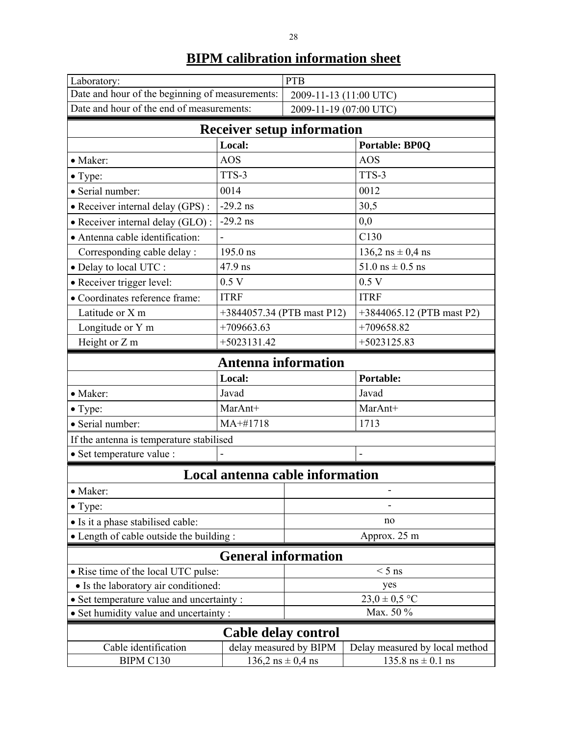# BIPM calibration information sheet

| Laboratory: | PTB |
|---|---|
| Date and hour of the beginning of measurements: | 2009-11-13 (11:00 UTC) |
| Date and hour of the end of measurements: | 2009-11-19 (07:00 UTC) |

## Receiver setup information

| | Local: | Portable: BP0Q |
|---|---|---|
| • Maker: | AOS | AOS |
| • Type: | TTS-3 | TTS-3 |
| • Serial number: | 0014 | 0012 |
| • Receiver internal delay (GPS) : | -29.2 ns | 30,5 |
| • Receiver internal delay (GLO) : | -29.2 ns | 0,0 |
| • Antenna cable identification: | - | C130 |
| Corresponding cable delay : | 195.0 ns | 136,2 ns ± 0,4 ns |
| • Delay to local UTC : | 47.9 ns | 51.0 ns ± 0.5 ns |
| • Receiver trigger level: | 0.5 V | 0.5 V |
| • Coordinates reference frame: | ITRF | ITRF |
| Latitude or X m | +3844057.34 (PTB mast P12) | +3844065.12 (PTB mast P2) |
| Longitude or Y m | +709663.63 | +709658.82 |
| Height or Z m | +5023131.42 | +5023125.83 |

## Antenna information

| | Local: | Portable: |
|---|---|---|
| • Maker: | Javad | Javad |
| • Type: | MarAnt+ | MarAnt+ |
| • Serial number: | MA+#1718 | 1713 |
| If the antenna is temperature stabilised | | |
| • Set temperature value : | - | - |

## Local antenna cable information

| | |
|---|---|
| • Maker: | - |
| • Type: | - |
| • Is it a phase stabilised cable: | no |
| • Length of cable outside the building : | Approx. 25 m |

## General information

| | |
|---|---|
| • Rise time of the local UTC pulse: | < 5 ns |
| • Is the laboratory air conditioned: | yes |
| • Set temperature value and uncertainty : | 23,0 ± 0,5 °C |
| • Set humidity value and uncertainty : | Max. 50 % |

## Cable delay control

| Cable identification | delay measured by BIPM | Delay measured by local method |
|---|---|---|
| BIPM C130 | 136,2 ns ± 0,4 ns | 135.8 ns ± 0.1 ns |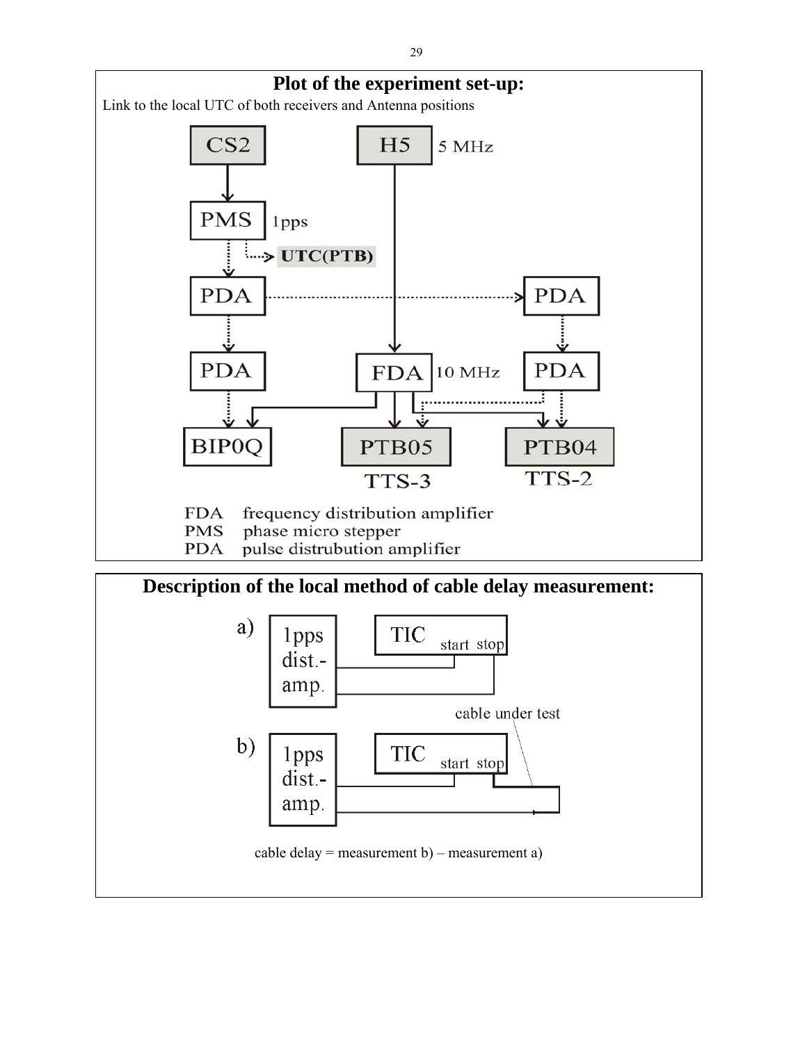## Plot of the experiment set-up:

Link to the local UTC of both receivers and Antenna positions

CS2

H5 5 MHz

PMS 1pps

UTC(PTB)

PDA

PDA

PDA

FDA 10 MHz

PDA

BIP0Q

PTB05

TTS-3

PTB04

TTS-2

FDA frequency distribution amplifier
PMS phase micro stepper
PDA pulse distrubution amplifier

## Description of the local method of cable delay measurement:

a) 1pps dist.-amp. TIC start stop

cable under test

b) 1pps dist.-amp. TIC start stop

cable delay = measurement b) – measurement a)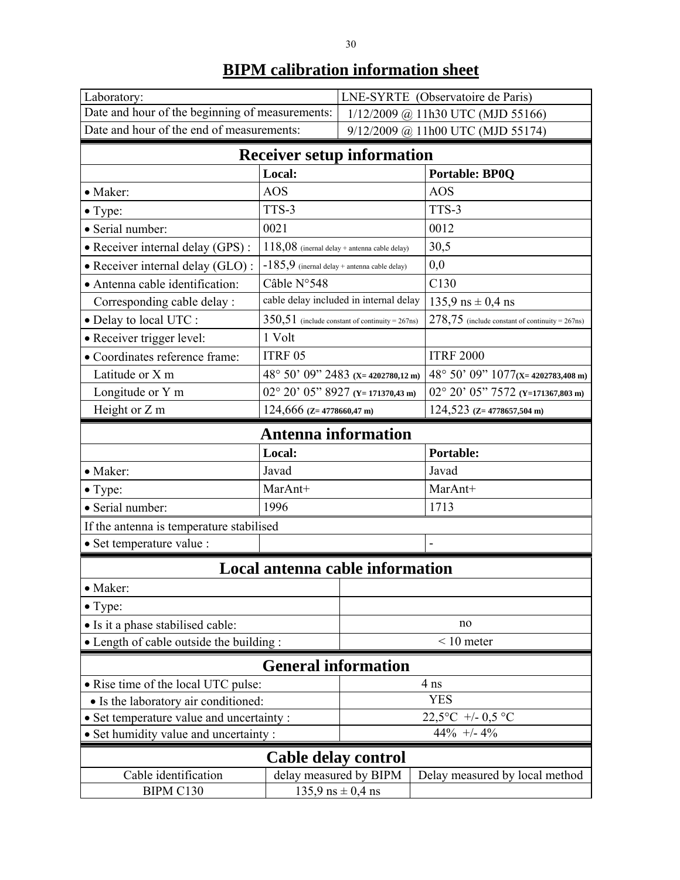# BIPM calibration information sheet

| Laboratory: | LNE-SYRTE (Observatoire de Paris) |
|---|---|
| Date and hour of the beginning of measurements: | 1/12/2009 @ 11h30 UTC (MJD 55166) |
| Date and hour of the end of measurements: | 9/12/2009 @ 11h00 UTC (MJD 55174) |

## Receiver setup information

| | **Local:** | **Portable: BP0Q** |
|---|---|---|
| • Maker: | AOS | AOS |
| • Type: | TTS-3 | TTS-3 |
| • Serial number: | 0021 | 0012 |
| • Receiver internal delay (GPS) : | 118,08 (inernal delay + antenna cable delay) | 30,5 |
| • Receiver internal delay (GLO) : | -185,9 (inernal delay + antenna cable delay) | 0,0 |
| • Antenna cable identification: | Câble N°548 | C130 |
| Corresponding cable delay : | cable delay included in internal delay | 135,9 ns ± 0,4 ns |
| • Delay to local UTC : | 350,51 (include constant of continuity = 267ns) | 278,75 (include constant of continuity = 267ns) |
| • Receiver trigger level: | 1 Volt | |
| • Coordinates reference frame: | ITRF 05 | ITRF 2000 |
| Latitude or X m | 48° 50' 09" 2483 **(X= 4202780,12 m)** | 48° 50' 09" 1077**(X= 4202783,408 m)** |
| Longitude or Y m | 02° 20' 05" 8927 **(Y= 171370,43 m)** | 02° 20' 05" 7572 **(Y=171367,803 m)** |
| Height or Z m | 124,666 **(Z= 4778660,47 m)** | 124,523 **(Z= 4778657,504 m)** |

## Antenna information

| | **Local:** | **Portable:** |
|---|---|---|
| • Maker: | Javad | Javad |
| • Type: | MarAnt+ | MarAnt+ |
| • Serial number: | 1996 | 1713 |
| If the antenna is temperature stabilised | | |
| • Set temperature value : | | - |

## Local antenna cable information

| | |
|---|---|
| • Maker: | |
| • Type: | |
| • Is it a phase stabilised cable: | no |
| • Length of cable outside the building : | < 10 meter |

## General information

| | |
|---|---|
| • Rise time of the local UTC pulse: | 4 ns |
| • Is the laboratory air conditioned: | YES |
| • Set temperature value and uncertainty : | 22,5°C +/- 0,5 °C |
| • Set humidity value and uncertainty : | 44% +/- 4% |

## Cable delay control

| Cable identification | delay measured by BIPM | Delay measured by local method |
|---|---|---|
| BIPM C130 | 135,9 ns ± 0,4 ns | |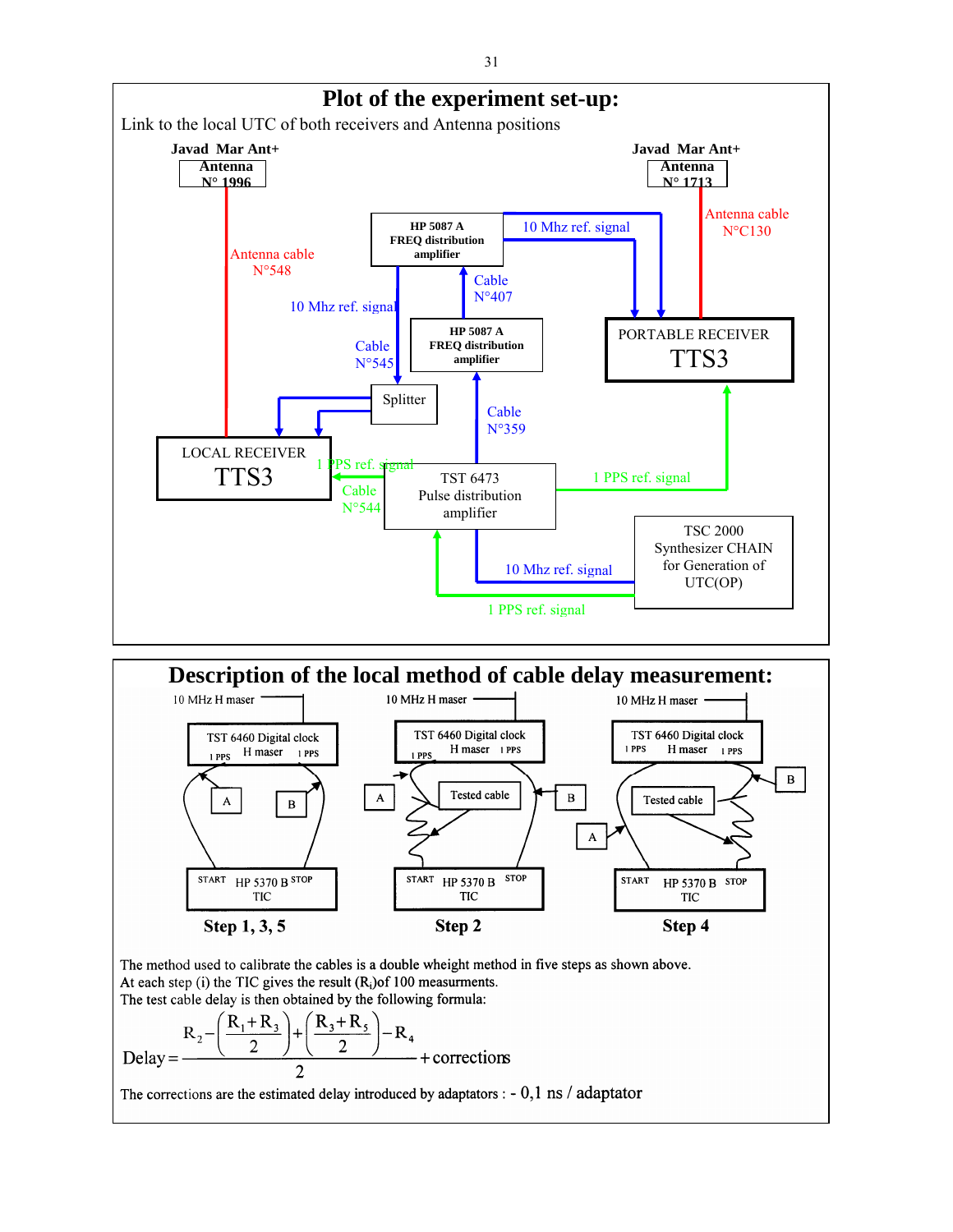## Plot of the experiment set-up:

Link to the local UTC of both receivers and Antenna positions

Javad Mar Ant+ Antenna N° 1996

Javad Mar Ant+ Antenna N° 1713

Antenna cable N°548

Antenna cable N°C130

HP 5087 A FREQ distribution amplifier

10 Mhz ref. signal

Cable N°407

10 Mhz ref. signal

Cable N°545

HP 5087 A FREQ distribution amplifier

PORTABLE RECEIVER TTS3

Splitter

Cable N°359

LOCAL RECEIVER TTS3

1 PPS ref. signal

Cable N°544

TST 6473 Pulse distribution amplifier

1 PPS ref. signal

TSC 2000 Synthesizer CHAIN for Generation of UTC(OP)

10 Mhz ref. signal

1 PPS ref. signal

## Description of the local method of cable delay measurement:

10 MHz H maser — TST 6460 Digital clock (1 PPS, H maser, 1 PPS) — A, B — START HP 5370 B STOP TIC

**Step 1, 3, 5**

10 MHz H maser — TST 6460 Digital clock (1 PPS, H maser, 1 PPS) — A, Tested cable, B — START HP 5370 B STOP TIC

**Step 2**

10 MHz H maser — TST 6460 Digital clock (1 PPS, H maser, 1 PPS) — B, Tested cable, A — START HP 5370 B STOP TIC

**Step 4**

The method used to calibrate the cables is a double wheight method in five steps as shown above.
At each step (i) the TIC gives the result ($R_i$)of 100 measurments.
The test cable delay is then obtained by the following formula:

$$\text{Delay} = \frac{R_2 - \left(\frac{R_1 + R_3}{2}\right) + \left(\frac{R_3 + R_5}{2}\right) - R_4}{2} + \text{corrections}$$

The corrections are the estimated delay introduced by adaptators : - 0,1 ns / adaptator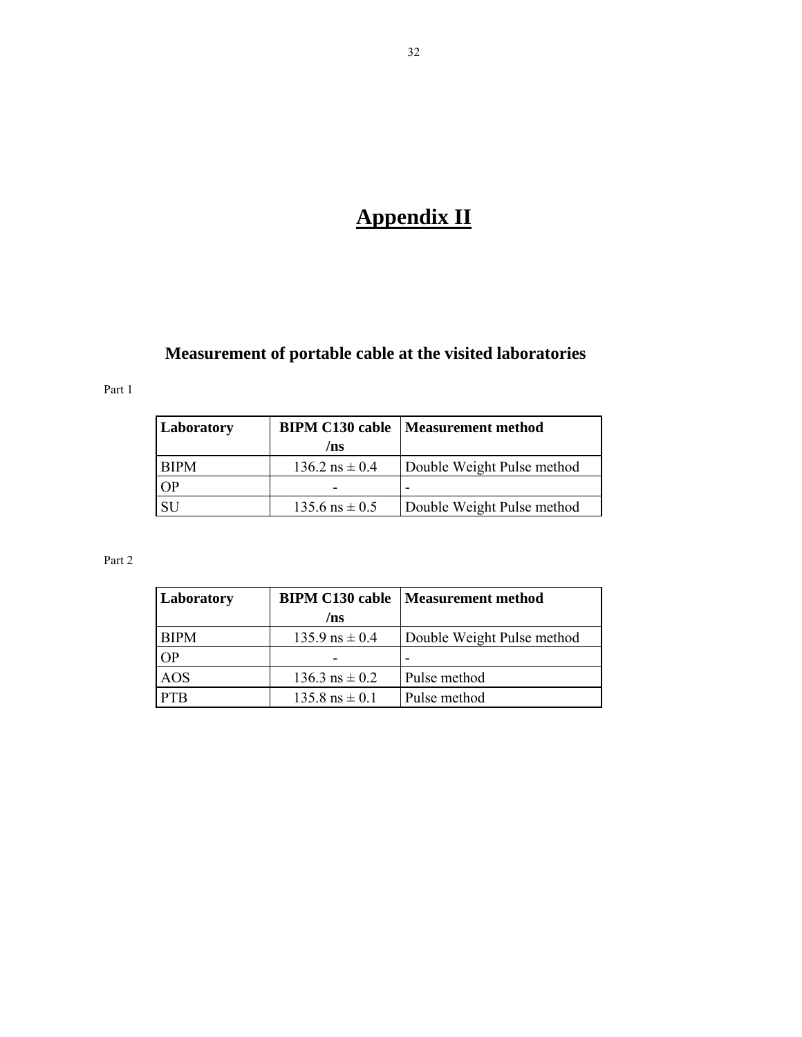# Appendix II

## Measurement of portable cable at the visited laboratories

Part 1

| Laboratory | BIPM C130 cable /ns | Measurement method |
|---|---|---|
| BIPM | 136.2 ns ± 0.4 | Double Weight Pulse method |
| OP | - | - |
| SU | 135.6 ns ± 0.5 | Double Weight Pulse method |

Part 2

| Laboratory | BIPM C130 cable /ns | Measurement method |
|---|---|---|
| BIPM | 135.9 ns ± 0.4 | Double Weight Pulse method |
| OP | - | - |
| AOS | 136.3 ns ± 0.2 | Pulse method |
| PTB | 135.8 ns ± 0.1 | Pulse method |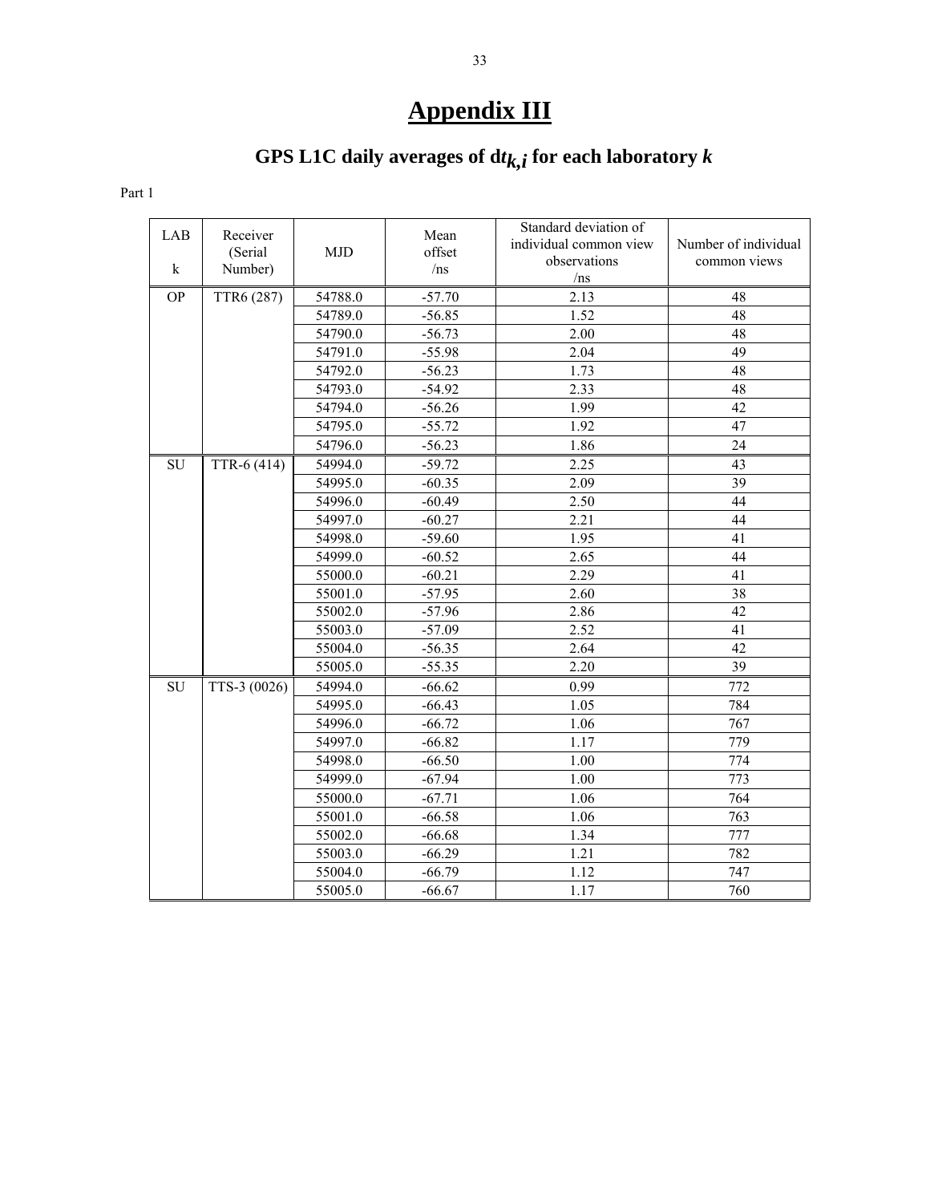# Appendix III

## GPS L1C daily averages of $dt_{k,i}$ for each laboratory $k$

Part 1

| LAB k | Receiver (Serial Number) | MJD | Mean offset /ns | Standard deviation of individual common view observations /ns | Number of individual common views |
|---|---|---|---|---|---|
| OP | TTR6 (287) | 54788.0 | -57.70 | 2.13 | 48 |
| | | 54789.0 | -56.85 | 1.52 | 48 |
| | | 54790.0 | -56.73 | 2.00 | 48 |
| | | 54791.0 | -55.98 | 2.04 | 49 |
| | | 54792.0 | -56.23 | 1.73 | 48 |
| | | 54793.0 | -54.92 | 2.33 | 48 |
| | | 54794.0 | -56.26 | 1.99 | 42 |
| | | 54795.0 | -55.72 | 1.92 | 47 |
| | | 54796.0 | -56.23 | 1.86 | 24 |
| SU | TTR-6 (414) | 54994.0 | -59.72 | 2.25 | 43 |
| | | 54995.0 | -60.35 | 2.09 | 39 |
| | | 54996.0 | -60.49 | 2.50 | 44 |
| | | 54997.0 | -60.27 | 2.21 | 44 |
| | | 54998.0 | -59.60 | 1.95 | 41 |
| | | 54999.0 | -60.52 | 2.65 | 44 |
| | | 55000.0 | -60.21 | 2.29 | 41 |
| | | 55001.0 | -57.95 | 2.60 | 38 |
| | | 55002.0 | -57.96 | 2.86 | 42 |
| | | 55003.0 | -57.09 | 2.52 | 41 |
| | | 55004.0 | -56.35 | 2.64 | 42 |
| | | 55005.0 | -55.35 | 2.20 | 39 |
| SU | TTS-3 (0026) | 54994.0 | -66.62 | 0.99 | 772 |
| | | 54995.0 | -66.43 | 1.05 | 784 |
| | | 54996.0 | -66.72 | 1.06 | 767 |
| | | 54997.0 | -66.82 | 1.17 | 779 |
| | | 54998.0 | -66.50 | 1.00 | 774 |
| | | 54999.0 | -67.94 | 1.00 | 773 |
| | | 55000.0 | -67.71 | 1.06 | 764 |
| | | 55001.0 | -66.58 | 1.06 | 763 |
| | | 55002.0 | -66.68 | 1.34 | 777 |
| | | 55003.0 | -66.29 | 1.21 | 782 |
| | | 55004.0 | -66.79 | 1.12 | 747 |
| | | 55005.0 | -66.67 | 1.17 | 760 |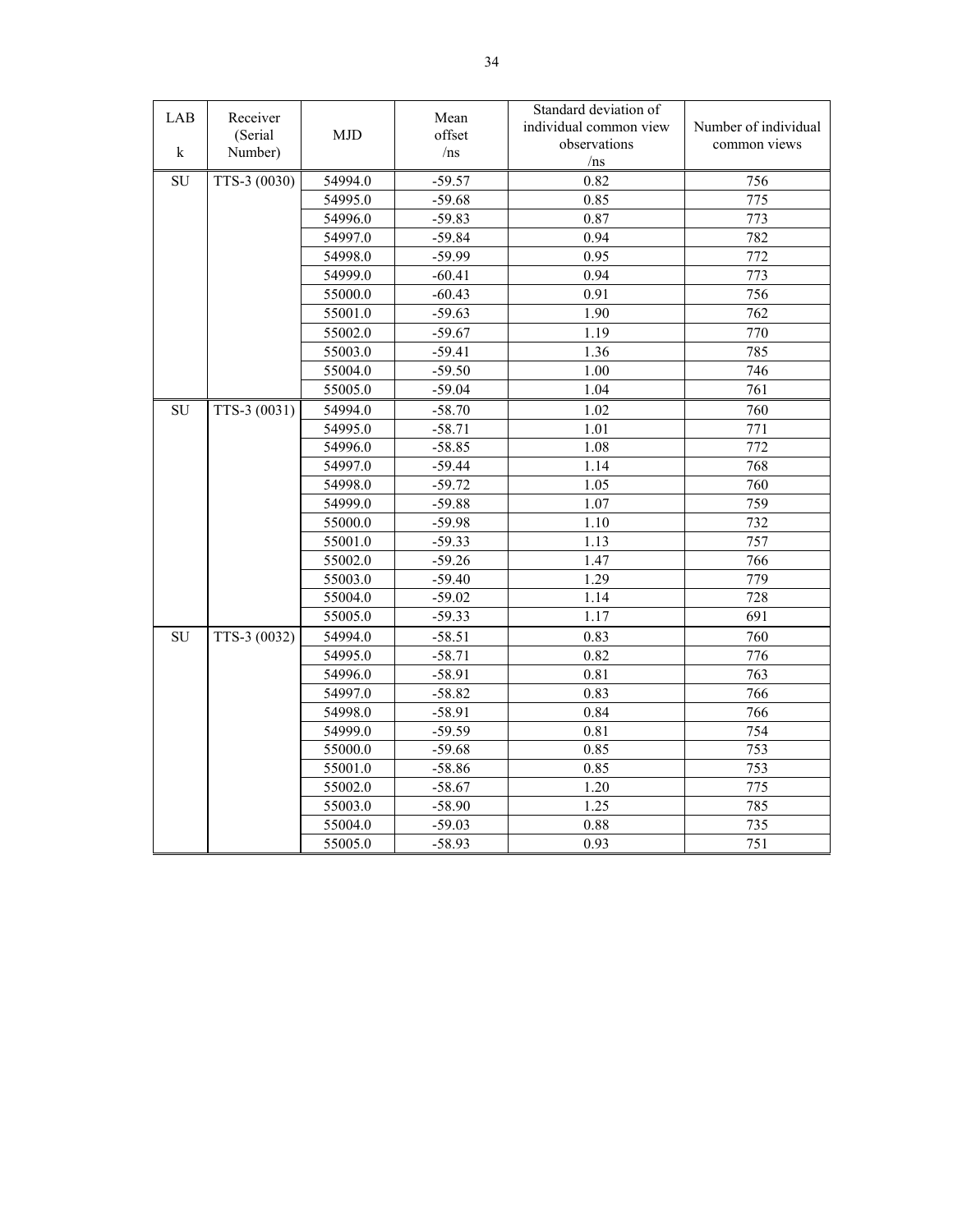| LAB<br>k | Receiver (Serial Number) | MJD | Mean offset /ns | Standard deviation of individual common view observations /ns | Number of individual common views |
|---|---|---|---|---|---|
| SU | TTS-3 (0030) | 54994.0 | -59.57 | 0.82 | 756 |
| | | 54995.0 | -59.68 | 0.85 | 775 |
| | | 54996.0 | -59.83 | 0.87 | 773 |
| | | 54997.0 | -59.84 | 0.94 | 782 |
| | | 54998.0 | -59.99 | 0.95 | 772 |
| | | 54999.0 | -60.41 | 0.94 | 773 |
| | | 55000.0 | -60.43 | 0.91 | 756 |
| | | 55001.0 | -59.63 | 1.90 | 762 |
| | | 55002.0 | -59.67 | 1.19 | 770 |
| | | 55003.0 | -59.41 | 1.36 | 785 |
| | | 55004.0 | -59.50 | 1.00 | 746 |
| | | 55005.0 | -59.04 | 1.04 | 761 |
| SU | TTS-3 (0031) | 54994.0 | -58.70 | 1.02 | 760 |
| | | 54995.0 | -58.71 | 1.01 | 771 |
| | | 54996.0 | -58.85 | 1.08 | 772 |
| | | 54997.0 | -59.44 | 1.14 | 768 |
| | | 54998.0 | -59.72 | 1.05 | 760 |
| | | 54999.0 | -59.88 | 1.07 | 759 |
| | | 55000.0 | -59.98 | 1.10 | 732 |
| | | 55001.0 | -59.33 | 1.13 | 757 |
| | | 55002.0 | -59.26 | 1.47 | 766 |
| | | 55003.0 | -59.40 | 1.29 | 779 |
| | | 55004.0 | -59.02 | 1.14 | 728 |
| | | 55005.0 | -59.33 | 1.17 | 691 |
| SU | TTS-3 (0032) | 54994.0 | -58.51 | 0.83 | 760 |
| | | 54995.0 | -58.71 | 0.82 | 776 |
| | | 54996.0 | -58.91 | 0.81 | 763 |
| | | 54997.0 | -58.82 | 0.83 | 766 |
| | | 54998.0 | -58.91 | 0.84 | 766 |
| | | 54999.0 | -59.59 | 0.81 | 754 |
| | | 55000.0 | -59.68 | 0.85 | 753 |
| | | 55001.0 | -58.86 | 0.85 | 753 |
| | | 55002.0 | -58.67 | 1.20 | 775 |
| | | 55003.0 | -58.90 | 1.25 | 785 |
| | | 55004.0 | -59.03 | 0.88 | 735 |
| | | 55005.0 | -58.93 | 0.93 | 751 |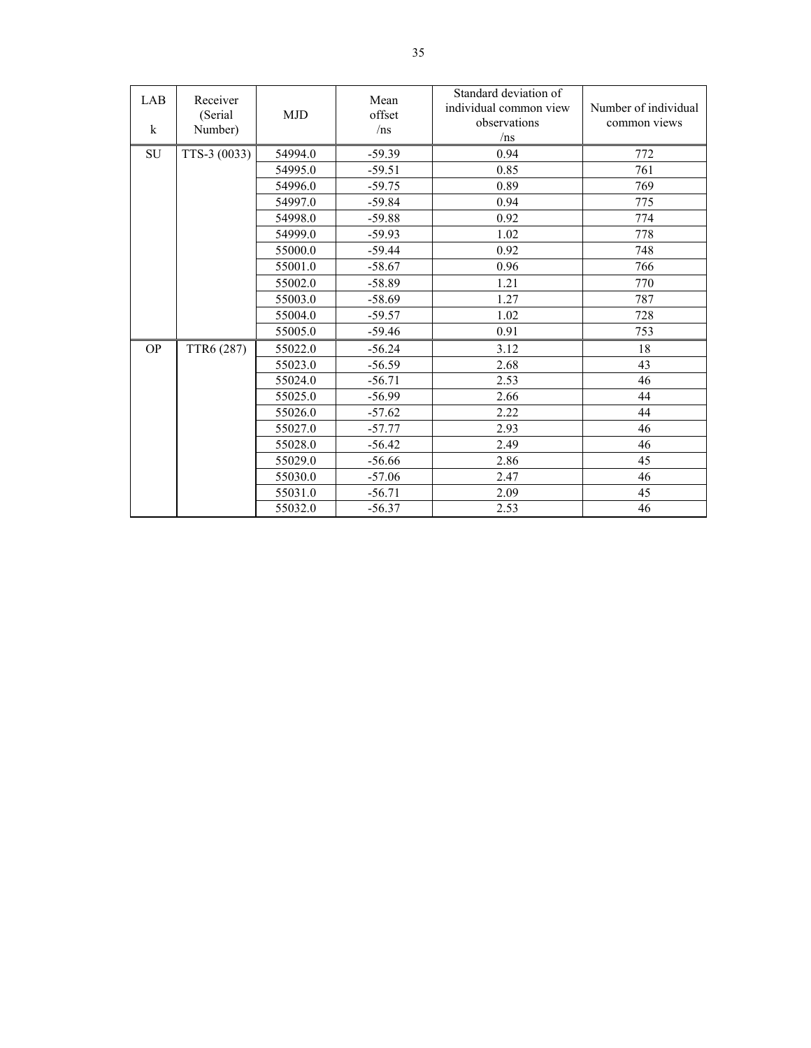| LAB k | Receiver (Serial Number) | MJD | Mean offset /ns | Standard deviation of individual common view observations /ns | Number of individual common views |
|---|---|---|---|---|---|
| SU | TTS-3 (0033) | 54994.0 | -59.39 | 0.94 | 772 |
| | | 54995.0 | -59.51 | 0.85 | 761 |
| | | 54996.0 | -59.75 | 0.89 | 769 |
| | | 54997.0 | -59.84 | 0.94 | 775 |
| | | 54998.0 | -59.88 | 0.92 | 774 |
| | | 54999.0 | -59.93 | 1.02 | 778 |
| | | 55000.0 | -59.44 | 0.92 | 748 |
| | | 55001.0 | -58.67 | 0.96 | 766 |
| | | 55002.0 | -58.89 | 1.21 | 770 |
| | | 55003.0 | -58.69 | 1.27 | 787 |
| | | 55004.0 | -59.57 | 1.02 | 728 |
| | | 55005.0 | -59.46 | 0.91 | 753 |
| OP | TTR6 (287) | 55022.0 | -56.24 | 3.12 | 18 |
| | | 55023.0 | -56.59 | 2.68 | 43 |
| | | 55024.0 | -56.71 | 2.53 | 46 |
| | | 55025.0 | -56.99 | 2.66 | 44 |
| | | 55026.0 | -57.62 | 2.22 | 44 |
| | | 55027.0 | -57.77 | 2.93 | 46 |
| | | 55028.0 | -56.42 | 2.49 | 46 |
| | | 55029.0 | -56.66 | 2.86 | 45 |
| | | 55030.0 | -57.06 | 2.47 | 46 |
| | | 55031.0 | -56.71 | 2.09 | 45 |
| | | 55032.0 | -56.37 | 2.53 | 46 |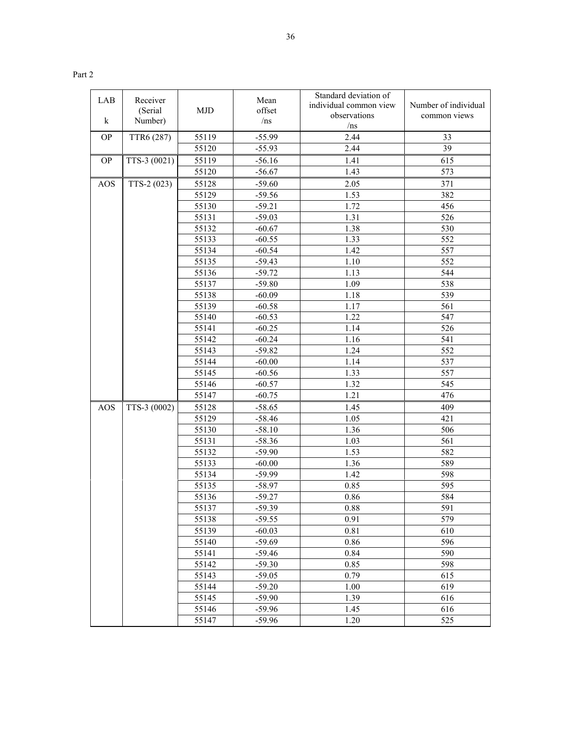Part 2

| LAB<br>k | Receiver (Serial Number) | MJD | Mean offset /ns | Standard deviation of individual common view observations /ns | Number of individual common views |
|---|---|---|---|---|---|
| OP | TTR6 (287) | 55119 | -55.99 | 2.44 | 33 |
| | | 55120 | -55.93 | 2.44 | 39 |
| OP | TTS-3 (0021) | 55119 | -56.16 | 1.41 | 615 |
| | | 55120 | -56.67 | 1.43 | 573 |
| AOS | TTS-2 (023) | 55128 | -59.60 | 2.05 | 371 |
| | | 55129 | -59.56 | 1.53 | 382 |
| | | 55130 | -59.21 | 1.72 | 456 |
| | | 55131 | -59.03 | 1.31 | 526 |
| | | 55132 | -60.67 | 1.38 | 530 |
| | | 55133 | -60.55 | 1.33 | 552 |
| | | 55134 | -60.54 | 1.42 | 557 |
| | | 55135 | -59.43 | 1.10 | 552 |
| | | 55136 | -59.72 | 1.13 | 544 |
| | | 55137 | -59.80 | 1.09 | 538 |
| | | 55138 | -60.09 | 1.18 | 539 |
| | | 55139 | -60.58 | 1.17 | 561 |
| | | 55140 | -60.53 | 1.22 | 547 |
| | | 55141 | -60.25 | 1.14 | 526 |
| | | 55142 | -60.24 | 1.16 | 541 |
| | | 55143 | -59.82 | 1.24 | 552 |
| | | 55144 | -60.00 | 1.14 | 537 |
| | | 55145 | -60.56 | 1.33 | 557 |
| | | 55146 | -60.57 | 1.32 | 545 |
| | | 55147 | -60.75 | 1.21 | 476 |
| AOS | TTS-3 (0002) | 55128 | -58.65 | 1.45 | 409 |
| | | 55129 | -58.46 | 1.05 | 421 |
| | | 55130 | -58.10 | 1.36 | 506 |
| | | 55131 | -58.36 | 1.03 | 561 |
| | | 55132 | -59.90 | 1.53 | 582 |
| | | 55133 | -60.00 | 1.36 | 589 |
| | | 55134 | -59.99 | 1.42 | 598 |
| | | 55135 | -58.97 | 0.85 | 595 |
| | | 55136 | -59.27 | 0.86 | 584 |
| | | 55137 | -59.39 | 0.88 | 591 |
| | | 55138 | -59.55 | 0.91 | 579 |
| | | 55139 | -60.03 | 0.81 | 610 |
| | | 55140 | -59.69 | 0.86 | 596 |
| | | 55141 | -59.46 | 0.84 | 590 |
| | | 55142 | -59.30 | 0.85 | 598 |
| | | 55143 | -59.05 | 0.79 | 615 |
| | | 55144 | -59.20 | 1.00 | 619 |
| | | 55145 | -59.90 | 1.39 | 616 |
| | | 55146 | -59.96 | 1.45 | 616 |
| | | 55147 | -59.96 | 1.20 | 525 |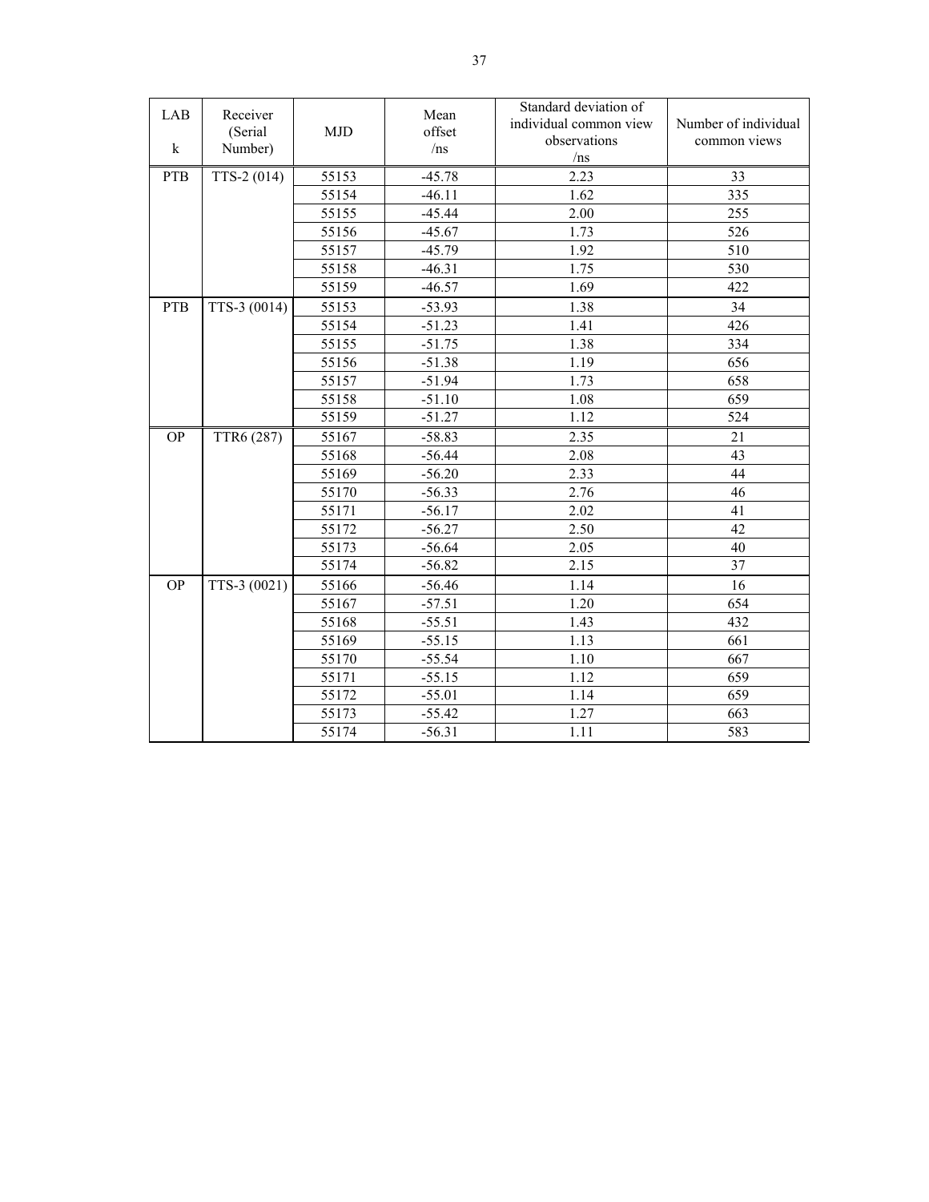| LAB k | Receiver (Serial Number) | MJD | Mean offset /ns | Standard deviation of individual common view observations /ns | Number of individual common views |
|---|---|---|---|---|---|
| PTB | TTS-2 (014) | 55153 | -45.78 | 2.23 | 33 |
| | | 55154 | -46.11 | 1.62 | 335 |
| | | 55155 | -45.44 | 2.00 | 255 |
| | | 55156 | -45.67 | 1.73 | 526 |
| | | 55157 | -45.79 | 1.92 | 510 |
| | | 55158 | -46.31 | 1.75 | 530 |
| | | 55159 | -46.57 | 1.69 | 422 |
| PTB | TTS-3 (0014) | 55153 | -53.93 | 1.38 | 34 |
| | | 55154 | -51.23 | 1.41 | 426 |
| | | 55155 | -51.75 | 1.38 | 334 |
| | | 55156 | -51.38 | 1.19 | 656 |
| | | 55157 | -51.94 | 1.73 | 658 |
| | | 55158 | -51.10 | 1.08 | 659 |
| | | 55159 | -51.27 | 1.12 | 524 |
| OP | TTR6 (287) | 55167 | -58.83 | 2.35 | 21 |
| | | 55168 | -56.44 | 2.08 | 43 |
| | | 55169 | -56.20 | 2.33 | 44 |
| | | 55170 | -56.33 | 2.76 | 46 |
| | | 55171 | -56.17 | 2.02 | 41 |
| | | 55172 | -56.27 | 2.50 | 42 |
| | | 55173 | -56.64 | 2.05 | 40 |
| | | 55174 | -56.82 | 2.15 | 37 |
| OP | TTS-3 (0021) | 55166 | -56.46 | 1.14 | 16 |
| | | 55167 | -57.51 | 1.20 | 654 |
| | | 55168 | -55.51 | 1.43 | 432 |
| | | 55169 | -55.15 | 1.13 | 661 |
| | | 55170 | -55.54 | 1.10 | 667 |
| | | 55171 | -55.15 | 1.12 | 659 |
| | | 55172 | -55.01 | 1.14 | 659 |
| | | 55173 | -55.42 | 1.27 | 663 |
| | | 55174 | -56.31 | 1.11 | 583 |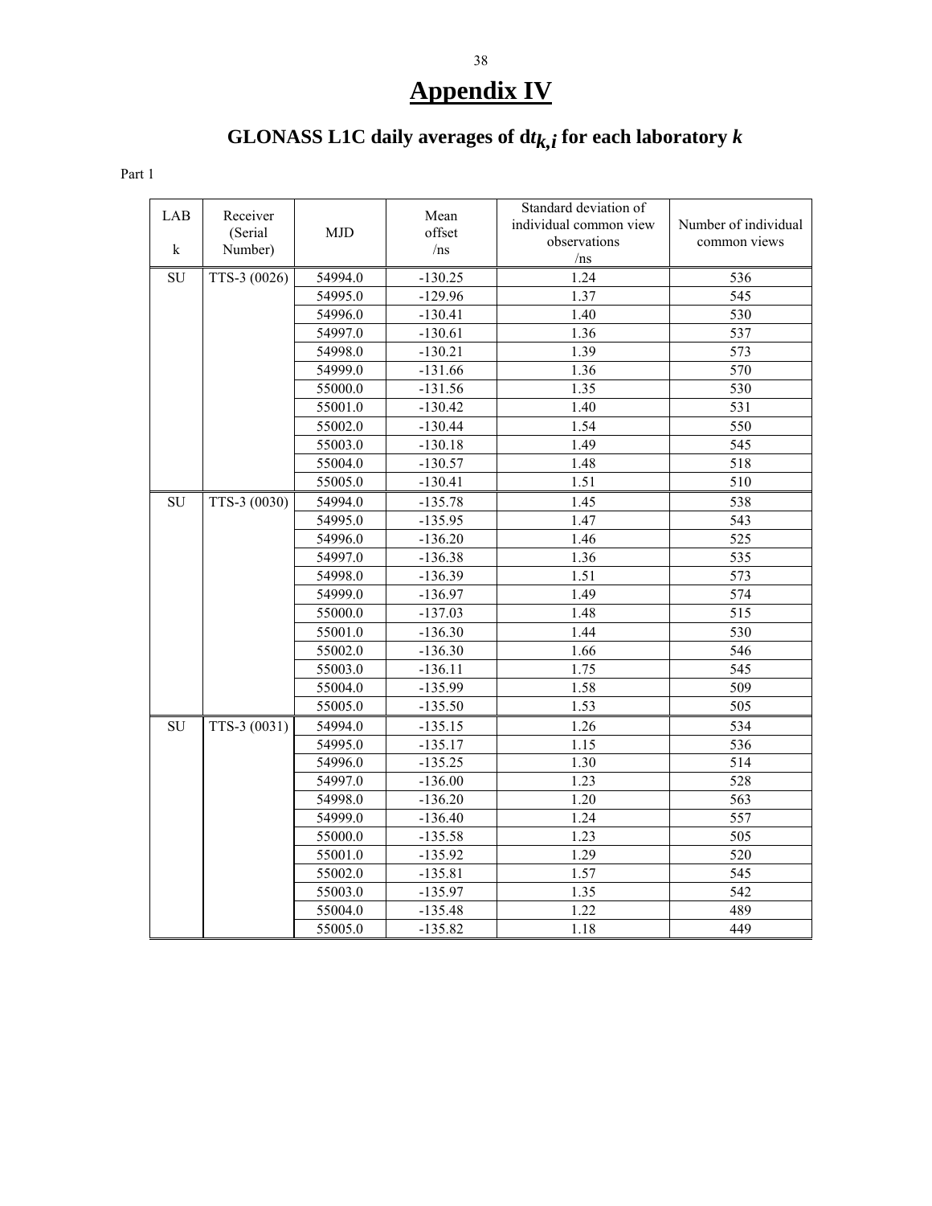# Appendix IV

## GLONASS L1C daily averages of $dt_{k,i}$ for each laboratory $k$

Part 1

| LAB k | Receiver (Serial Number) | MJD | Mean offset /ns | Standard deviation of individual common view observations /ns | Number of individual common views |
|---|---|---|---|---|---|
| SU | TTS-3 (0026) | 54994.0 | -130.25 | 1.24 | 536 |
| | | 54995.0 | -129.96 | 1.37 | 545 |
| | | 54996.0 | -130.41 | 1.40 | 530 |
| | | 54997.0 | -130.61 | 1.36 | 537 |
| | | 54998.0 | -130.21 | 1.39 | 573 |
| | | 54999.0 | -131.66 | 1.36 | 570 |
| | | 55000.0 | -131.56 | 1.35 | 530 |
| | | 55001.0 | -130.42 | 1.40 | 531 |
| | | 55002.0 | -130.44 | 1.54 | 550 |
| | | 55003.0 | -130.18 | 1.49 | 545 |
| | | 55004.0 | -130.57 | 1.48 | 518 |
| | | 55005.0 | -130.41 | 1.51 | 510 |
| SU | TTS-3 (0030) | 54994.0 | -135.78 | 1.45 | 538 |
| | | 54995.0 | -135.95 | 1.47 | 543 |
| | | 54996.0 | -136.20 | 1.46 | 525 |
| | | 54997.0 | -136.38 | 1.36 | 535 |
| | | 54998.0 | -136.39 | 1.51 | 573 |
| | | 54999.0 | -136.97 | 1.49 | 574 |
| | | 55000.0 | -137.03 | 1.48 | 515 |
| | | 55001.0 | -136.30 | 1.44 | 530 |
| | | 55002.0 | -136.30 | 1.66 | 546 |
| | | 55003.0 | -136.11 | 1.75 | 545 |
| | | 55004.0 | -135.99 | 1.58 | 509 |
| | | 55005.0 | -135.50 | 1.53 | 505 |
| SU | TTS-3 (0031) | 54994.0 | -135.15 | 1.26 | 534 |
| | | 54995.0 | -135.17 | 1.15 | 536 |
| | | 54996.0 | -135.25 | 1.30 | 514 |
| | | 54997.0 | -136.00 | 1.23 | 528 |
| | | 54998.0 | -136.20 | 1.20 | 563 |
| | | 54999.0 | -136.40 | 1.24 | 557 |
| | | 55000.0 | -135.58 | 1.23 | 505 |
| | | 55001.0 | -135.92 | 1.29 | 520 |
| | | 55002.0 | -135.81 | 1.57 | 545 |
| | | 55003.0 | -135.97 | 1.35 | 542 |
| | | 55004.0 | -135.48 | 1.22 | 489 |
| | | 55005.0 | -135.82 | 1.18 | 449 |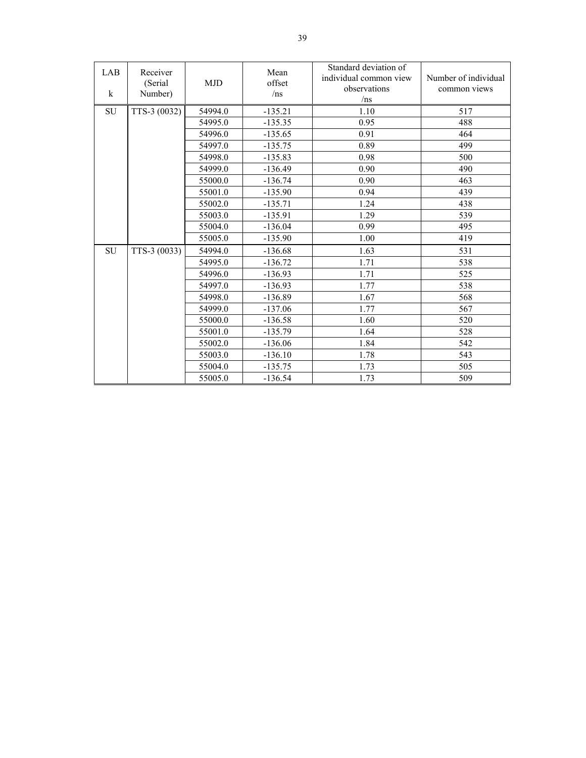| LAB k | Receiver (Serial Number) | MJD | Mean offset /ns | Standard deviation of individual common view observations /ns | Number of individual common views |
|---|---|---|---|---|---|
| SU | TTS-3 (0032) | 54994.0 | -135.21 | 1.10 | 517 |
| | | 54995.0 | -135.35 | 0.95 | 488 |
| | | 54996.0 | -135.65 | 0.91 | 464 |
| | | 54997.0 | -135.75 | 0.89 | 499 |
| | | 54998.0 | -135.83 | 0.98 | 500 |
| | | 54999.0 | -136.49 | 0.90 | 490 |
| | | 55000.0 | -136.74 | 0.90 | 463 |
| | | 55001.0 | -135.90 | 0.94 | 439 |
| | | 55002.0 | -135.71 | 1.24 | 438 |
| | | 55003.0 | -135.91 | 1.29 | 539 |
| | | 55004.0 | -136.04 | 0.99 | 495 |
| | | 55005.0 | -135.90 | 1.00 | 419 |
| SU | TTS-3 (0033) | 54994.0 | -136.68 | 1.63 | 531 |
| | | 54995.0 | -136.72 | 1.71 | 538 |
| | | 54996.0 | -136.93 | 1.71 | 525 |
| | | 54997.0 | -136.93 | 1.77 | 538 |
| | | 54998.0 | -136.89 | 1.67 | 568 |
| | | 54999.0 | -137.06 | 1.77 | 567 |
| | | 55000.0 | -136.58 | 1.60 | 520 |
| | | 55001.0 | -135.79 | 1.64 | 528 |
| | | 55002.0 | -136.06 | 1.84 | 542 |
| | | 55003.0 | -136.10 | 1.78 | 543 |
| | | 55004.0 | -135.75 | 1.73 | 505 |
| | | 55005.0 | -136.54 | 1.73 | 509 |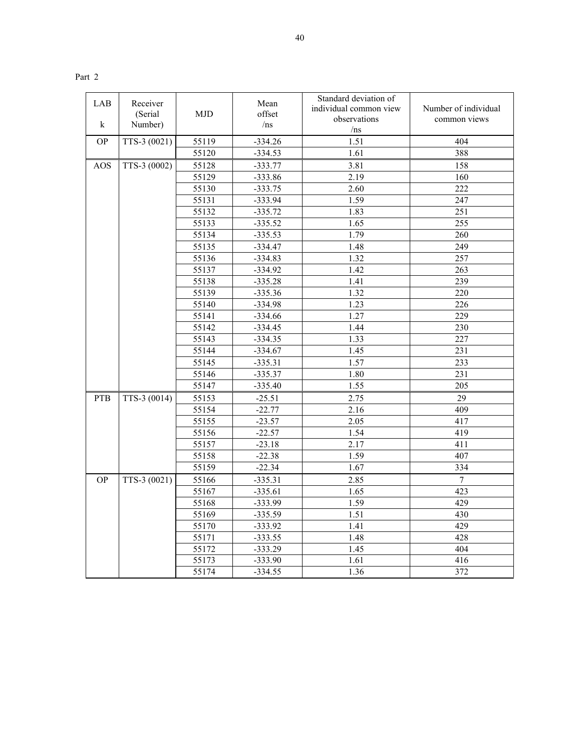Part 2

| LAB<br>k | Receiver (Serial Number) | MJD | Mean offset /ns | Standard deviation of individual common view observations /ns | Number of individual common views |
|---|---|---|---|---|---|
| OP | TTS-3 (0021) | 55119 | -334.26 | 1.51 | 404 |
| | | 55120 | -334.53 | 1.61 | 388 |
| AOS | TTS-3 (0002) | 55128 | -333.77 | 3.81 | 158 |
| | | 55129 | -333.86 | 2.19 | 160 |
| | | 55130 | -333.75 | 2.60 | 222 |
| | | 55131 | -333.94 | 1.59 | 247 |
| | | 55132 | -335.72 | 1.83 | 251 |
| | | 55133 | -335.52 | 1.65 | 255 |
| | | 55134 | -335.53 | 1.79 | 260 |
| | | 55135 | -334.47 | 1.48 | 249 |
| | | 55136 | -334.83 | 1.32 | 257 |
| | | 55137 | -334.92 | 1.42 | 263 |
| | | 55138 | -335.28 | 1.41 | 239 |
| | | 55139 | -335.36 | 1.32 | 220 |
| | | 55140 | -334.98 | 1.23 | 226 |
| | | 55141 | -334.66 | 1.27 | 229 |
| | | 55142 | -334.45 | 1.44 | 230 |
| | | 55143 | -334.35 | 1.33 | 227 |
| | | 55144 | -334.67 | 1.45 | 231 |
| | | 55145 | -335.31 | 1.57 | 233 |
| | | 55146 | -335.37 | 1.80 | 231 |
| | | 55147 | -335.40 | 1.55 | 205 |
| PTB | TTS-3 (0014) | 55153 | -25.51 | 2.75 | 29 |
| | | 55154 | -22.77 | 2.16 | 409 |
| | | 55155 | -23.57 | 2.05 | 417 |
| | | 55156 | -22.57 | 1.54 | 419 |
| | | 55157 | -23.18 | 2.17 | 411 |
| | | 55158 | -22.38 | 1.59 | 407 |
| | | 55159 | -22.34 | 1.67 | 334 |
| OP | TTS-3 (0021) | 55166 | -335.31 | 2.85 | 7 |
| | | 55167 | -335.61 | 1.65 | 423 |
| | | 55168 | -333.99 | 1.59 | 429 |
| | | 55169 | -335.59 | 1.51 | 430 |
| | | 55170 | -333.92 | 1.41 | 429 |
| | | 55171 | -333.55 | 1.48 | 428 |
| | | 55172 | -333.29 | 1.45 | 404 |
| | | 55173 | -333.90 | 1.61 | 416 |
| | | 55174 | -334.55 | 1.36 | 372 |